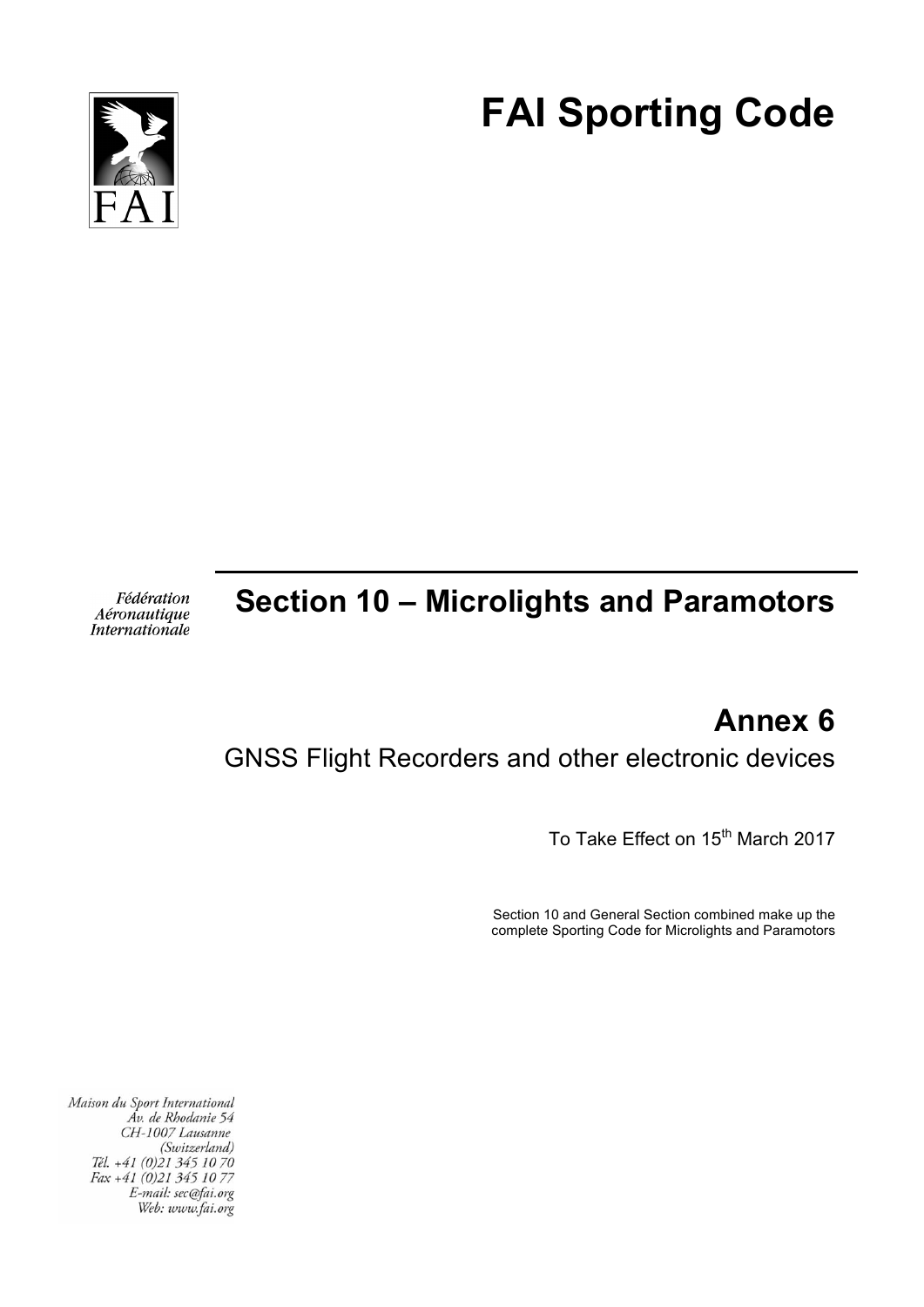# FAI Sporting Code

Fédération Aéronautique Internationale

## Section 10 – Microlights and Paramotors

## Annex 6

GNSS Flight Recorders and other electronic devices

To Take Effect on 15th March 2017

Section 10 and General Section combined make up the complete Sporting Code for Microlights and Paramotors

Maison du Sport International
Av. de Rhodanie 54
CH-1007 Lausanne
(Switzerland)
Tél. +41 (0)21 345 10 70
Fax +41 (0)21 345 10 77
E-mail: sec@fai.org
Web: www.fai.org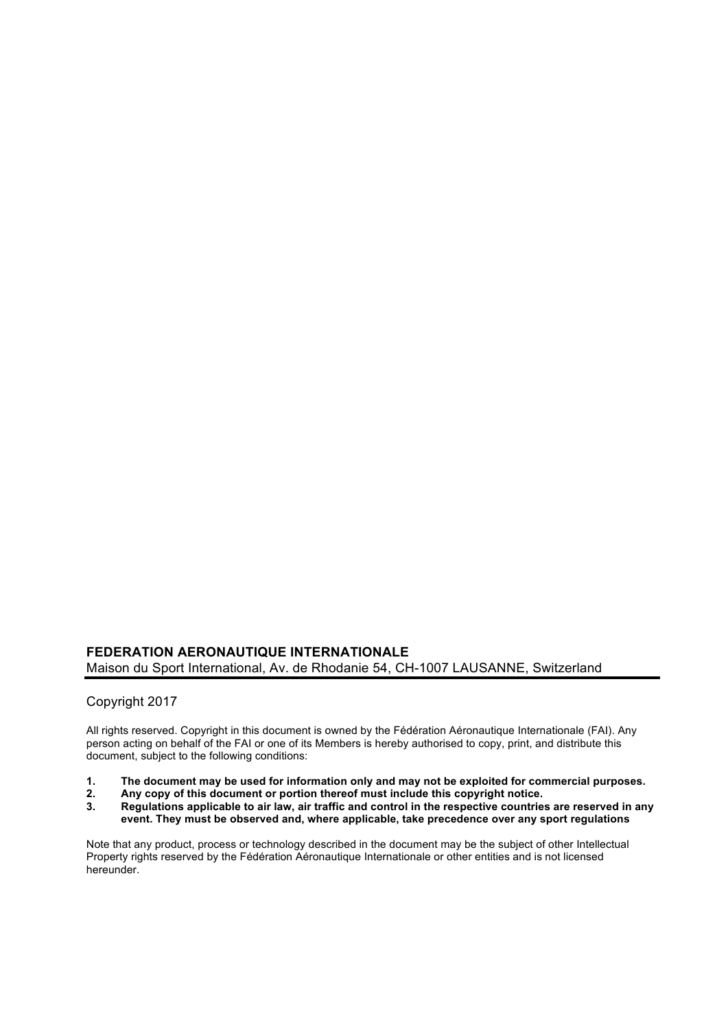**FEDERATION AERONAUTIQUE INTERNATIONALE**
Maison du Sport International, Av. de Rhodanie 54, CH-1007 LAUSANNE, Switzerland

---

Copyright 2017

All rights reserved. Copyright in this document is owned by the Fédération Aéronautique Internationale (FAI). Any person acting on behalf of the FAI or one of its Members is hereby authorised to copy, print, and distribute this document, subject to the following conditions:

1. **The document may be used for information only and may not be exploited for commercial purposes.**
2. **Any copy of this document or portion thereof must include this copyright notice.**
3. **Regulations applicable to air law, air traffic and control in the respective countries are reserved in any event. They must be observed and, where applicable, take precedence over any sport regulations**

Note that any product, process or technology described in the document may be the subject of other Intellectual Property rights reserved by the Fédération Aéronautique Internationale or other entities and is not licensed hereunder.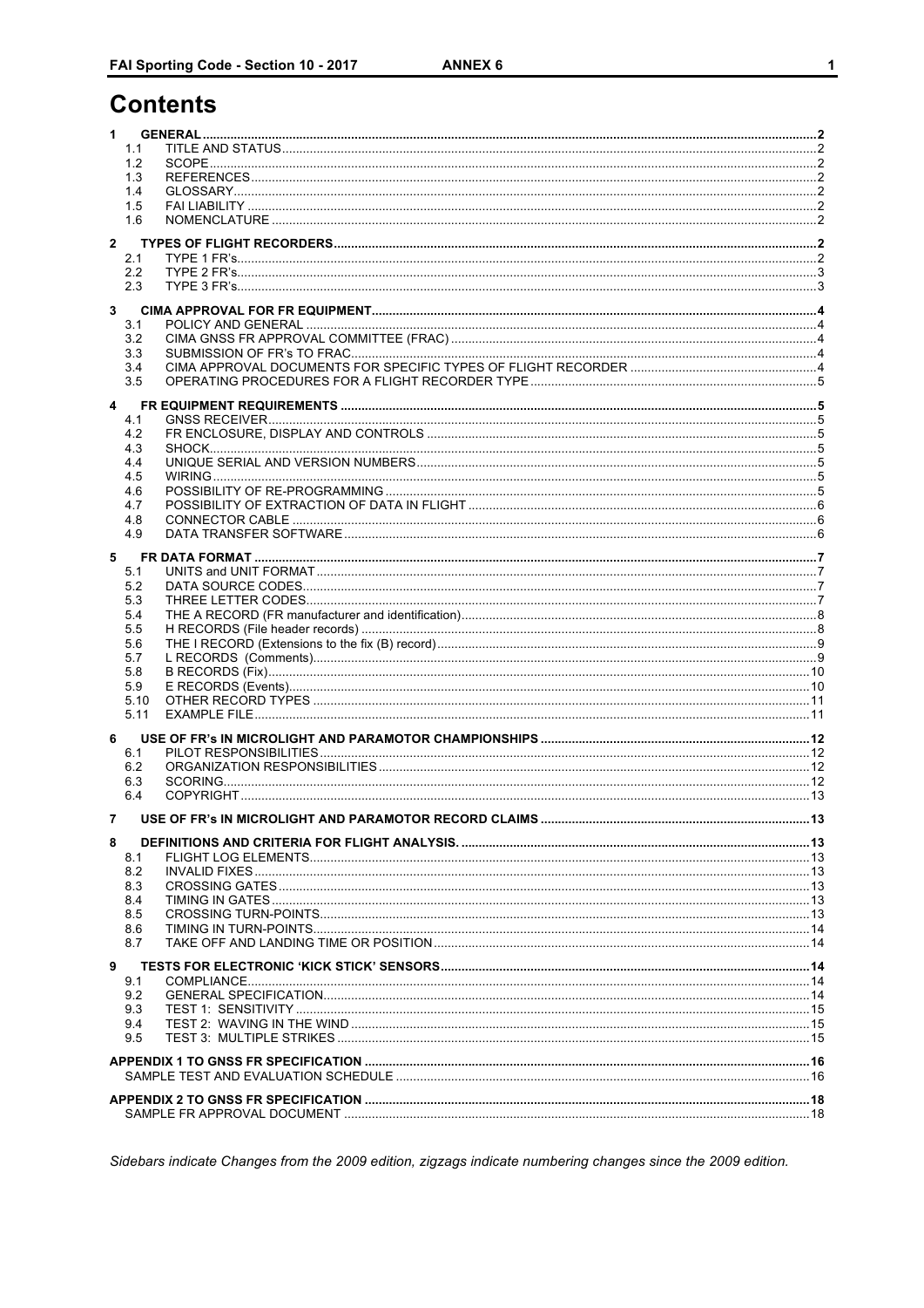# Contents

1 GENERAL .....2
- 1.1 TITLE AND STATUS .....2
- 1.2 SCOPE .....2
- 1.3 REFERENCES .....2
- 1.4 GLOSSARY .....2
- 1.5 FAI LIABILITY .....2
- 1.6 NOMENCLATURE .....2

2 TYPES OF FLIGHT RECORDERS .....2
- 2.1 TYPE 1 FR's .....2
- 2.2 TYPE 2 FR's .....3
- 2.3 TYPE 3 FR's .....3

3 CIMA APPROVAL FOR FR EQUIPMENT .....4
- 3.1 POLICY AND GENERAL .....4
- 3.2 CIMA GNSS FR APPROVAL COMMITTEE (FRAC) .....4
- 3.3 SUBMISSION OF FR's TO FRAC .....4
- 3.4 CIMA APPROVAL DOCUMENTS FOR SPECIFIC TYPES OF FLIGHT RECORDER .....4
- 3.5 OPERATING PROCEDURES FOR A FLIGHT RECORDER TYPE .....5

4 FR EQUIPMENT REQUIREMENTS .....5
- 4.1 GNSS RECEIVER .....5
- 4.2 FR ENCLOSURE, DISPLAY AND CONTROLS .....5
- 4.3 SHOCK .....5
- 4.4 UNIQUE SERIAL AND VERSION NUMBERS .....5
- 4.5 WIRING .....5
- 4.6 POSSIBILITY OF RE-PROGRAMMING .....5
- 4.7 POSSIBILITY OF EXTRACTION OF DATA IN FLIGHT .....6
- 4.8 CONNECTOR CABLE .....6
- 4.9 DATA TRANSFER SOFTWARE .....6

5 FR DATA FORMAT .....7
- 5.1 UNITS and UNIT FORMAT .....7
- 5.2 DATA SOURCE CODES .....7
- 5.3 THREE LETTER CODES .....7
- 5.4 THE A RECORD (FR manufacturer and identification) .....8
- 5.5 H RECORDS (File header records) .....8
- 5.6 THE I RECORD (Extensions to the fix (B) record) .....9
- 5.7 L RECORDS (Comments) .....9
- 5.8 B RECORDS (Fix) .....10
- 5.9 E RECORDS (Events) .....10
- 5.10 OTHER RECORD TYPES .....11
- 5.11 EXAMPLE FILE .....11

6 USE OF FR's IN MICROLIGHT AND PARAMOTOR CHAMPIONSHIPS .....12
- 6.1 PILOT RESPONSIBILITIES .....12
- 6.2 ORGANIZATION RESPONSIBILITIES .....12
- 6.3 SCORING .....12
- 6.4 COPYRIGHT .....13

7 USE OF FR's IN MICROLIGHT AND PARAMOTOR RECORD CLAIMS .....13

8 DEFINITIONS AND CRITERIA FOR FLIGHT ANALYSIS. .....13
- 8.1 FLIGHT LOG ELEMENTS .....13
- 8.2 INVALID FIXES .....13
- 8.3 CROSSING GATES .....13
- 8.4 TIMING IN GATES .....13
- 8.5 CROSSING TURN-POINTS .....13
- 8.6 TIMING IN TURN-POINTS .....14
- 8.7 TAKE OFF AND LANDING TIME OR POSITION .....14

9 TESTS FOR ELECTRONIC 'KICK STICK' SENSORS .....14
- 9.1 COMPLIANCE .....14
- 9.2 GENERAL SPECIFICATION .....14
- 9.3 TEST 1: SENSITIVITY .....15
- 9.4 TEST 2: WAVING IN THE WIND .....15
- 9.5 TEST 3: MULTIPLE STRIKES .....15

APPENDIX 1 TO GNSS FR SPECIFICATION .....16
- SAMPLE TEST AND EVALUATION SCHEDULE .....16

APPENDIX 2 TO GNSS FR SPECIFICATION .....18
- SAMPLE FR APPROVAL DOCUMENT .....18

*Sidebars indicate Changes from the 2009 edition, zigzags indicate numbering changes since the 2009 edition.*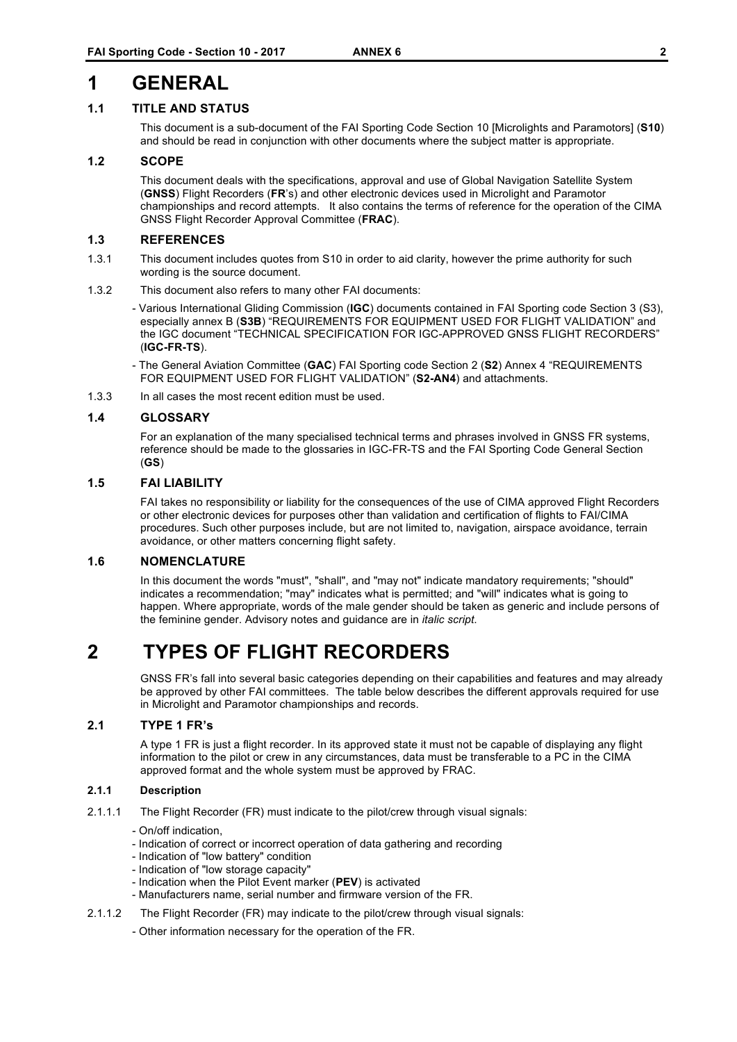# 1 GENERAL

## 1.1 TITLE AND STATUS

This document is a sub-document of the FAI Sporting Code Section 10 [Microlights and Paramotors] (**S10**) and should be read in conjunction with other documents where the subject matter is appropriate.

## 1.2 SCOPE

This document deals with the specifications, approval and use of Global Navigation Satellite System (**GNSS**) Flight Recorders (**FR**'s) and other electronic devices used in Microlight and Paramotor championships and record attempts. It also contains the terms of reference for the operation of the CIMA GNSS Flight Recorder Approval Committee (**FRAC**).

## 1.3 REFERENCES

1.3.1 This document includes quotes from S10 in order to aid clarity, however the prime authority for such wording is the source document.

1.3.2 This document also refers to many other FAI documents:

- Various International Gliding Commission (**IGC**) documents contained in FAI Sporting code Section 3 (S3), especially annex B (**S3B**) "REQUIREMENTS FOR EQUIPMENT USED FOR FLIGHT VALIDATION" and the IGC document "TECHNICAL SPECIFICATION FOR IGC-APPROVED GNSS FLIGHT RECORDERS" (**IGC-FR-TS**).
- The General Aviation Committee (**GAC**) FAI Sporting code Section 2 (**S2**) Annex 4 "REQUIREMENTS FOR EQUIPMENT USED FOR FLIGHT VALIDATION" (**S2-AN4**) and attachments.

1.3.3 In all cases the most recent edition must be used.

## 1.4 GLOSSARY

For an explanation of the many specialised technical terms and phrases involved in GNSS FR systems, reference should be made to the glossaries in IGC-FR-TS and the FAI Sporting Code General Section (**GS**)

## 1.5 FAI LIABILITY

FAI takes no responsibility or liability for the consequences of the use of CIMA approved Flight Recorders or other electronic devices for purposes other than validation and certification of flights to FAI/CIMA procedures. Such other purposes include, but are not limited to, navigation, airspace avoidance, terrain avoidance, or other matters concerning flight safety.

## 1.6 NOMENCLATURE

In this document the words "must", "shall", and "may not" indicate mandatory requirements; "should" indicates a recommendation; "may" indicates what is permitted; and "will" indicates what is going to happen. Where appropriate, words of the male gender should be taken as generic and include persons of the feminine gender. Advisory notes and guidance are in *italic script*.

# 2 TYPES OF FLIGHT RECORDERS

GNSS FR's fall into several basic categories depending on their capabilities and features and may already be approved by other FAI committees. The table below describes the different approvals required for use in Microlight and Paramotor championships and records.

## 2.1 TYPE 1 FR's

A type 1 FR is just a flight recorder. In its approved state it must not be capable of displaying any flight information to the pilot or crew in any circumstances, data must be transferable to a PC in the CIMA approved format and the whole system must be approved by FRAC.

### 2.1.1 Description

2.1.1.1 The Flight Recorder (FR) must indicate to the pilot/crew through visual signals:

- On/off indication,
- Indication of correct or incorrect operation of data gathering and recording
- Indication of "low battery" condition
- Indication of "low storage capacity"
- Indication when the Pilot Event marker (**PEV**) is activated
- Manufacturers name, serial number and firmware version of the FR.

2.1.1.2 The Flight Recorder (FR) may indicate to the pilot/crew through visual signals:

- Other information necessary for the operation of the FR.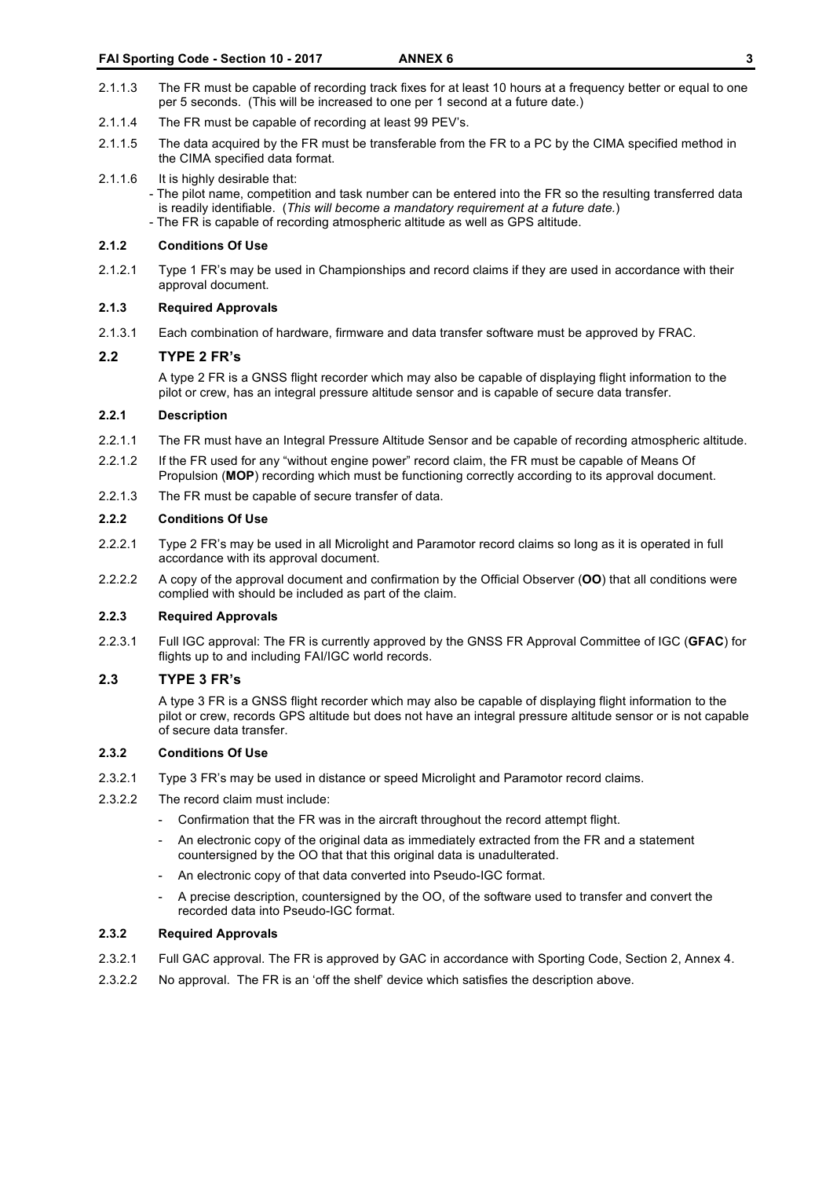2.1.1.3 The FR must be capable of recording track fixes for at least 10 hours at a frequency better or equal to one per 5 seconds. (This will be increased to one per 1 second at a future date.)

2.1.1.4 The FR must be capable of recording at least 99 PEV's.

2.1.1.5 The data acquired by the FR must be transferable from the FR to a PC by the CIMA specified method in the CIMA specified data format.

2.1.1.6 It is highly desirable that:

- The pilot name, competition and task number can be entered into the FR so the resulting transferred data is readily identifiable. (*This will become a mandatory requirement at a future date.*)
- The FR is capable of recording atmospheric altitude as well as GPS altitude.

#### 2.1.2 Conditions Of Use

2.1.2.1 Type 1 FR's may be used in Championships and record claims if they are used in accordance with their approval document.

#### 2.1.3 Required Approvals

2.1.3.1 Each combination of hardware, firmware and data transfer software must be approved by FRAC.

### 2.2 TYPE 2 FR's

A type 2 FR is a GNSS flight recorder which may also be capable of displaying flight information to the pilot or crew, has an integral pressure altitude sensor and is capable of secure data transfer.

#### 2.2.1 Description

2.2.1.1 The FR must have an Integral Pressure Altitude Sensor and be capable of recording atmospheric altitude.

2.2.1.2 If the FR used for any "without engine power" record claim, the FR must be capable of Means Of Propulsion (**MOP**) recording which must be functioning correctly according to its approval document.

2.2.1.3 The FR must be capable of secure transfer of data.

#### 2.2.2 Conditions Of Use

2.2.2.1 Type 2 FR's may be used in all Microlight and Paramotor record claims so long as it is operated in full accordance with its approval document.

2.2.2.2 A copy of the approval document and confirmation by the Official Observer (**OO**) that all conditions were complied with should be included as part of the claim.

#### 2.2.3 Required Approvals

2.2.3.1 Full IGC approval: The FR is currently approved by the GNSS FR Approval Committee of IGC (**GFAC**) for flights up to and including FAI/IGC world records.

### 2.3 TYPE 3 FR's

A type 3 FR is a GNSS flight recorder which may also be capable of displaying flight information to the pilot or crew, records GPS altitude but does not have an integral pressure altitude sensor or is not capable of secure data transfer.

#### 2.3.2 Conditions Of Use

2.3.2.1 Type 3 FR's may be used in distance or speed Microlight and Paramotor record claims.

2.3.2.2 The record claim must include:

- Confirmation that the FR was in the aircraft throughout the record attempt flight.
- An electronic copy of the original data as immediately extracted from the FR and a statement countersigned by the OO that that this original data is unadulterated.
- An electronic copy of that data converted into Pseudo-IGC format.
- A precise description, countersigned by the OO, of the software used to transfer and convert the recorded data into Pseudo-IGC format.

#### 2.3.2 Required Approvals

2.3.2.1 Full GAC approval. The FR is approved by GAC in accordance with Sporting Code, Section 2, Annex 4.

2.3.2.2 No approval. The FR is an 'off the shelf' device which satisfies the description above.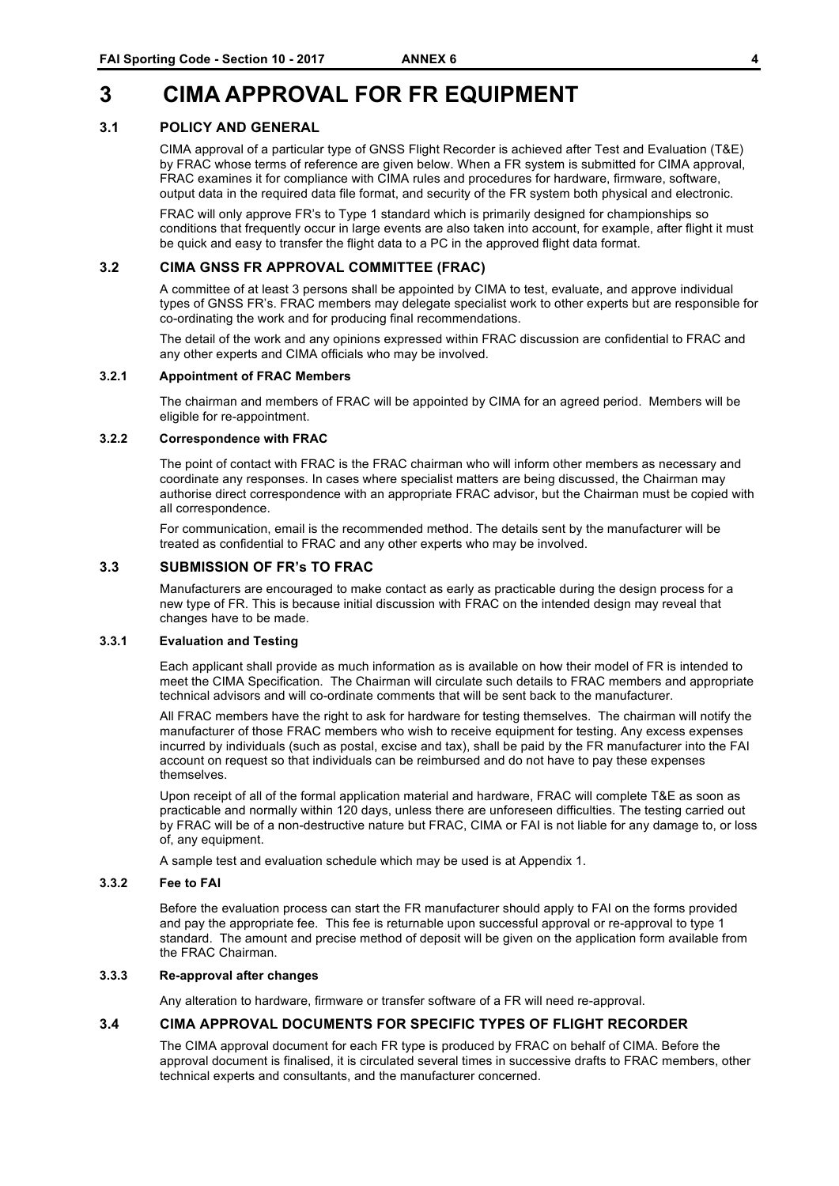# 3 CIMA APPROVAL FOR FR EQUIPMENT

## 3.1 POLICY AND GENERAL

CIMA approval of a particular type of GNSS Flight Recorder is achieved after Test and Evaluation (T&E) by FRAC whose terms of reference are given below. When a FR system is submitted for CIMA approval, FRAC examines it for compliance with CIMA rules and procedures for hardware, firmware, software, output data in the required data file format, and security of the FR system both physical and electronic.

FRAC will only approve FR's to Type 1 standard which is primarily designed for championships so conditions that frequently occur in large events are also taken into account, for example, after flight it must be quick and easy to transfer the flight data to a PC in the approved flight data format.

## 3.2 CIMA GNSS FR APPROVAL COMMITTEE (FRAC)

A committee of at least 3 persons shall be appointed by CIMA to test, evaluate, and approve individual types of GNSS FR's. FRAC members may delegate specialist work to other experts but are responsible for co-ordinating the work and for producing final recommendations.

The detail of the work and any opinions expressed within FRAC discussion are confidential to FRAC and any other experts and CIMA officials who may be involved.

### 3.2.1 Appointment of FRAC Members

The chairman and members of FRAC will be appointed by CIMA for an agreed period. Members will be eligible for re-appointment.

### 3.2.2 Correspondence with FRAC

The point of contact with FRAC is the FRAC chairman who will inform other members as necessary and coordinate any responses. In cases where specialist matters are being discussed, the Chairman may authorise direct correspondence with an appropriate FRAC advisor, but the Chairman must be copied with all correspondence.

For communication, email is the recommended method. The details sent by the manufacturer will be treated as confidential to FRAC and any other experts who may be involved.

## 3.3 SUBMISSION OF FR's TO FRAC

Manufacturers are encouraged to make contact as early as practicable during the design process for a new type of FR. This is because initial discussion with FRAC on the intended design may reveal that changes have to be made.

### 3.3.1 Evaluation and Testing

Each applicant shall provide as much information as is available on how their model of FR is intended to meet the CIMA Specification. The Chairman will circulate such details to FRAC members and appropriate technical advisors and will co-ordinate comments that will be sent back to the manufacturer.

All FRAC members have the right to ask for hardware for testing themselves. The chairman will notify the manufacturer of those FRAC members who wish to receive equipment for testing. Any excess expenses incurred by individuals (such as postal, excise and tax), shall be paid by the FR manufacturer into the FAI account on request so that individuals can be reimbursed and do not have to pay these expenses themselves.

Upon receipt of all of the formal application material and hardware, FRAC will complete T&E as soon as practicable and normally within 120 days, unless there are unforeseen difficulties. The testing carried out by FRAC will be of a non-destructive nature but FRAC, CIMA or FAI is not liable for any damage to, or loss of, any equipment.

A sample test and evaluation schedule which may be used is at Appendix 1.

### 3.3.2 Fee to FAI

Before the evaluation process can start the FR manufacturer should apply to FAI on the forms provided and pay the appropriate fee. This fee is returnable upon successful approval or re-approval to type 1 standard. The amount and precise method of deposit will be given on the application form available from the FRAC Chairman.

### 3.3.3 Re-approval after changes

Any alteration to hardware, firmware or transfer software of a FR will need re-approval.

## 3.4 CIMA APPROVAL DOCUMENTS FOR SPECIFIC TYPES OF FLIGHT RECORDER

The CIMA approval document for each FR type is produced by FRAC on behalf of CIMA. Before the approval document is finalised, it is circulated several times in successive drafts to FRAC members, other technical experts and consultants, and the manufacturer concerned.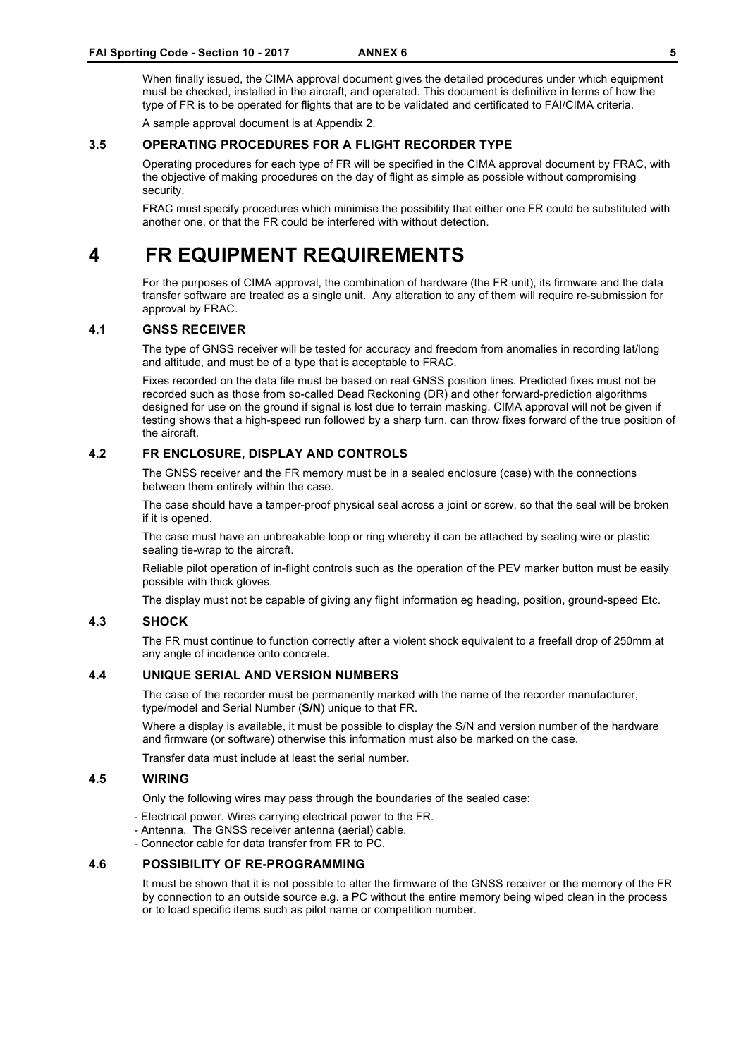When finally issued, the CIMA approval document gives the detailed procedures under which equipment must be checked, installed in the aircraft, and operated. This document is definitive in terms of how the type of FR is to be operated for flights that are to be validated and certificated to FAI/CIMA criteria.

A sample approval document is at Appendix 2.

### 3.5 OPERATING PROCEDURES FOR A FLIGHT RECORDER TYPE

Operating procedures for each type of FR will be specified in the CIMA approval document by FRAC, with the objective of making procedures on the day of flight as simple as possible without compromising security.

FRAC must specify procedures which minimise the possibility that either one FR could be substituted with another one, or that the FR could be interfered with without detection.

# 4 FR EQUIPMENT REQUIREMENTS

For the purposes of CIMA approval, the combination of hardware (the FR unit), its firmware and the data transfer software are treated as a single unit. Any alteration to any of them will require re-submission for approval by FRAC.

### 4.1 GNSS RECEIVER

The type of GNSS receiver will be tested for accuracy and freedom from anomalies in recording lat/long and altitude, and must be of a type that is acceptable to FRAC.

Fixes recorded on the data file must be based on real GNSS position lines. Predicted fixes must not be recorded such as those from so-called Dead Reckoning (DR) and other forward-prediction algorithms designed for use on the ground if signal is lost due to terrain masking. CIMA approval will not be given if testing shows that a high-speed run followed by a sharp turn, can throw fixes forward of the true position of the aircraft.

### 4.2 FR ENCLOSURE, DISPLAY AND CONTROLS

The GNSS receiver and the FR memory must be in a sealed enclosure (case) with the connections between them entirely within the case.

The case should have a tamper-proof physical seal across a joint or screw, so that the seal will be broken if it is opened.

The case must have an unbreakable loop or ring whereby it can be attached by sealing wire or plastic sealing tie-wrap to the aircraft.

Reliable pilot operation of in-flight controls such as the operation of the PEV marker button must be easily possible with thick gloves.

The display must not be capable of giving any flight information eg heading, position, ground-speed Etc.

### 4.3 SHOCK

The FR must continue to function correctly after a violent shock equivalent to a freefall drop of 250mm at any angle of incidence onto concrete.

### 4.4 UNIQUE SERIAL AND VERSION NUMBERS

The case of the recorder must be permanently marked with the name of the recorder manufacturer, type/model and Serial Number (**S/N**) unique to that FR.

Where a display is available, it must be possible to display the S/N and version number of the hardware and firmware (or software) otherwise this information must also be marked on the case.

Transfer data must include at least the serial number.

### 4.5 WIRING

Only the following wires may pass through the boundaries of the sealed case:

- Electrical power. Wires carrying electrical power to the FR.
- Antenna. The GNSS receiver antenna (aerial) cable.
- Connector cable for data transfer from FR to PC.

### 4.6 POSSIBILITY OF RE-PROGRAMMING

It must be shown that it is not possible to alter the firmware of the GNSS receiver or the memory of the FR by connection to an outside source e.g. a PC without the entire memory being wiped clean in the process or to load specific items such as pilot name or competition number.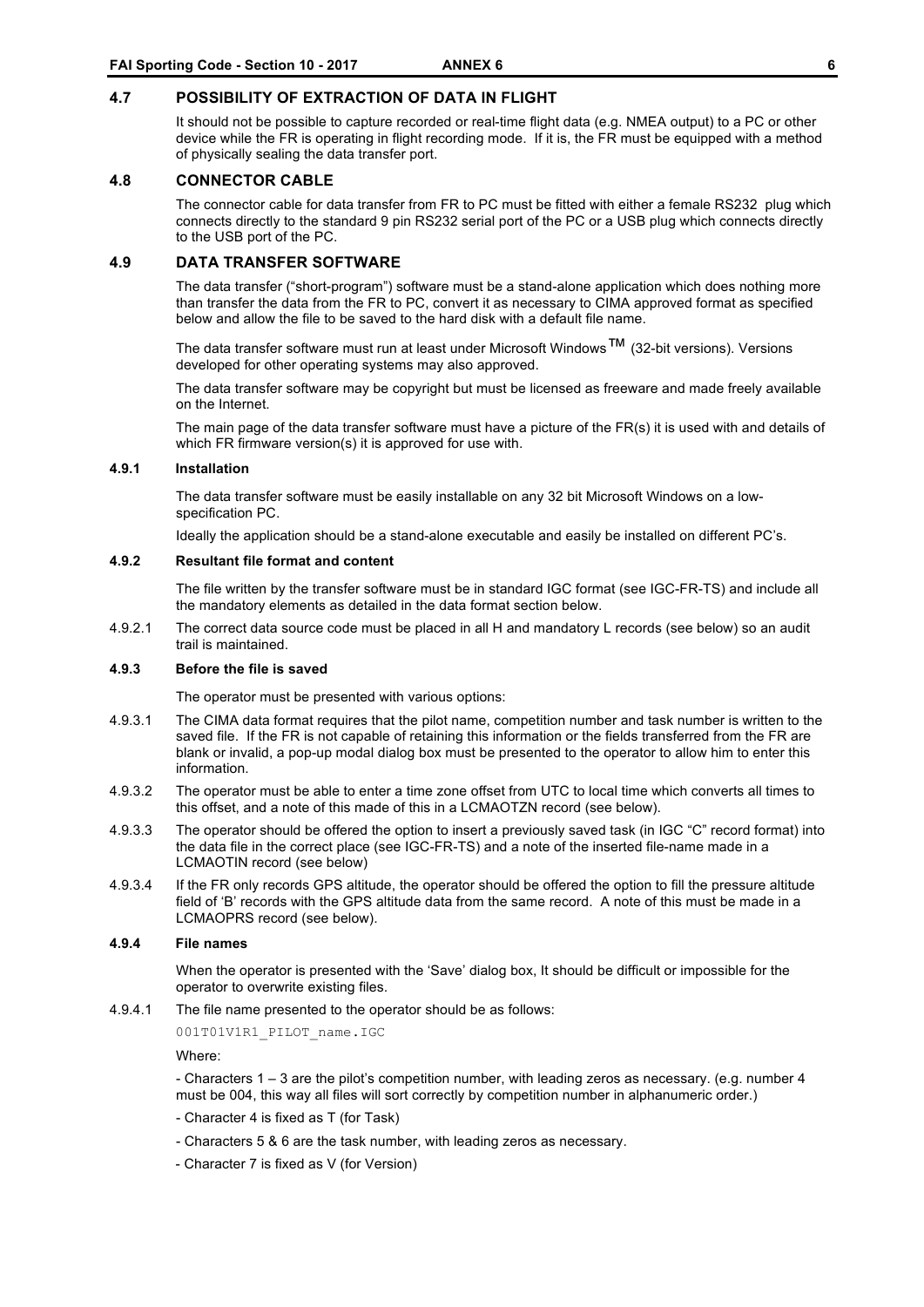## 4.7 POSSIBILITY OF EXTRACTION OF DATA IN FLIGHT

It should not be possible to capture recorded or real-time flight data (e.g. NMEA output) to a PC or other device while the FR is operating in flight recording mode. If it is, the FR must be equipped with a method of physically sealing the data transfer port.

## 4.8 CONNECTOR CABLE

The connector cable for data transfer from FR to PC must be fitted with either a female RS232 plug which connects directly to the standard 9 pin RS232 serial port of the PC or a USB plug which connects directly to the USB port of the PC.

## 4.9 DATA TRANSFER SOFTWARE

The data transfer ("short-program") software must be a stand-alone application which does nothing more than transfer the data from the FR to PC, convert it as necessary to CIMA approved format as specified below and allow the file to be saved to the hard disk with a default file name.

The data transfer software must run at least under Microsoft Windows™ (32-bit versions). Versions developed for other operating systems may also approved.

The data transfer software may be copyright but must be licensed as freeware and made freely available on the Internet.

The main page of the data transfer software must have a picture of the FR(s) it is used with and details of which FR firmware version(s) it is approved for use with.

### 4.9.1 Installation

The data transfer software must be easily installable on any 32 bit Microsoft Windows on a low-specification PC.

Ideally the application should be a stand-alone executable and easily be installed on different PC's.

### 4.9.2 Resultant file format and content

The file written by the transfer software must be in standard IGC format (see IGC-FR-TS) and include all the mandatory elements as detailed in the data format section below.

4.9.2.1 The correct data source code must be placed in all H and mandatory L records (see below) so an audit trail is maintained.

### 4.9.3 Before the file is saved

The operator must be presented with various options:

4.9.3.1 The CIMA data format requires that the pilot name, competition number and task number is written to the saved file. If the FR is not capable of retaining this information or the fields transferred from the FR are blank or invalid, a pop-up modal dialog box must be presented to the operator to allow him to enter this information.

4.9.3.2 The operator must be able to enter a time zone offset from UTC to local time which converts all times to this offset, and a note of this made of this in a LCMAOTZN record (see below).

4.9.3.3 The operator should be offered the option to insert a previously saved task (in IGC "C" record format) into the data file in the correct place (see IGC-FR-TS) and a note of the inserted file-name made in a LCMAOTIN record (see below)

4.9.3.4 If the FR only records GPS altitude, the operator should be offered the option to fill the pressure altitude field of 'B' records with the GPS altitude data from the same record. A note of this must be made in a LCMAOPRS record (see below).

### 4.9.4 File names

When the operator is presented with the 'Save' dialog box, It should be difficult or impossible for the operator to overwrite existing files.

4.9.4.1 The file name presented to the operator should be as follows:

```
001T01V1R1_PILOT_name.IGC
```

Where:

- Characters 1 – 3 are the pilot's competition number, with leading zeros as necessary. (e.g. number 4 must be 004, this way all files will sort correctly by competition number in alphanumeric order.)

- Character 4 is fixed as T (for Task)

- Characters 5 & 6 are the task number, with leading zeros as necessary.

- Character 7 is fixed as V (for Version)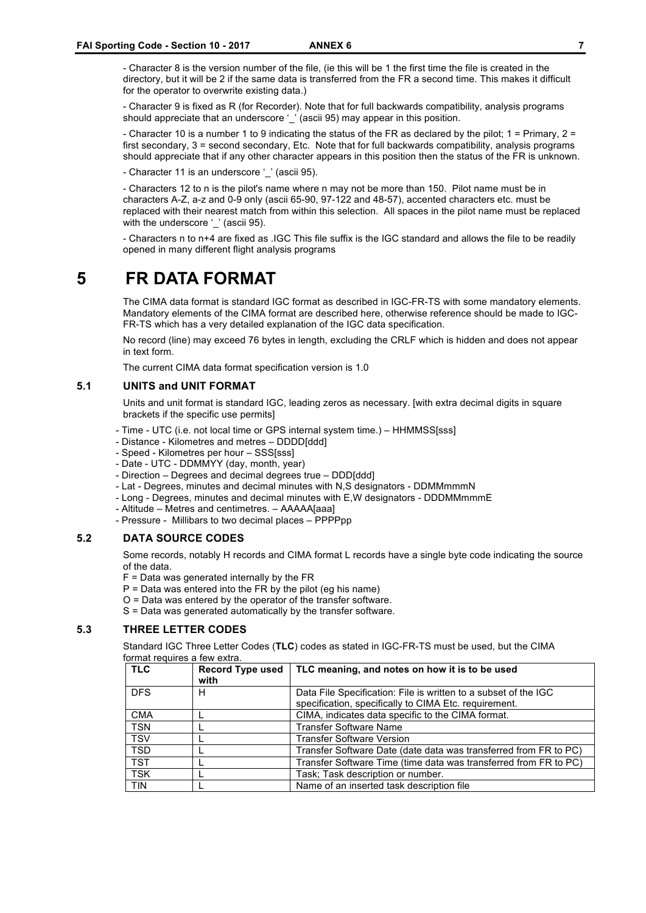- Character 8 is the version number of the file, (ie this will be 1 the first time the file is created in the directory, but it will be 2 if the same data is transferred from the FR a second time. This makes it difficult for the operator to overwrite existing data.)

- Character 9 is fixed as R (for Recorder). Note that for full backwards compatibility, analysis programs should appreciate that an underscore '_' (ascii 95) may appear in this position.

- Character 10 is a number 1 to 9 indicating the status of the FR as declared by the pilot; 1 = Primary, 2 = first secondary, 3 = second secondary, Etc. Note that for full backwards compatibility, analysis programs should appreciate that if any other character appears in this position then the status of the FR is unknown.

- Character 11 is an underscore '_' (ascii 95).

- Characters 12 to n is the pilot's name where n may not be more than 150. Pilot name must be in characters A-Z, a-z and 0-9 only (ascii 65-90, 97-122 and 48-57), accented characters etc. must be replaced with their nearest match from within this selection. All spaces in the pilot name must be replaced with the underscore '_' (ascii 95).

- Characters n to n+4 are fixed as .IGC This file suffix is the IGC standard and allows the file to be readily opened in many different flight analysis programs

# 5 FR DATA FORMAT

The CIMA data format is standard IGC format as described in IGC-FR-TS with some mandatory elements. Mandatory elements of the CIMA format are described here, otherwise reference should be made to IGC-FR-TS which has a very detailed explanation of the IGC data specification.

No record (line) may exceed 76 bytes in length, excluding the CRLF which is hidden and does not appear in text form.

The current CIMA data format specification version is 1.0

## 5.1 UNITS and UNIT FORMAT

Units and unit format is standard IGC, leading zeros as necessary. [with extra decimal digits in square brackets if the specific use permits]

- Time - UTC (i.e. not local time or GPS internal system time.) – HHMMSS[sss]
- Distance - Kilometres and metres – DDDD[ddd]
- Speed - Kilometres per hour – SSS[sss]
- Date - UTC - DDMMYY (day, month, year)
- Direction – Degrees and decimal degrees true – DDD[ddd]
- Lat - Degrees, minutes and decimal minutes with N,S designators - DDMMmmmN
- Long - Degrees, minutes and decimal minutes with E,W designators - DDDMMmmmE
- Altitude – Metres and centimetres. – AAAAA[aaa]
- Pressure - Millibars to two decimal places – PPPPpp

## 5.2 DATA SOURCE CODES

Some records, notably H records and CIMA format L records have a single byte code indicating the source of the data.

F = Data was generated internally by the FR
P = Data was entered into the FR by the pilot (eg his name)
O = Data was entered by the operator of the transfer software.
S = Data was generated automatically by the transfer software.

## 5.3 THREE LETTER CODES

Standard IGC Three Letter Codes (**TLC**) codes as stated in IGC-FR-TS must be used, but the CIMA format requires a few extra.

| TLC | Record Type used with | TLC meaning, and notes on how it is to be used |
|---|---|---|
| DFS | H | Data File Specification: File is written to a subset of the IGC specification, specifically to CIMA Etc. requirement. |
| CMA | L | CIMA, indicates data specific to the CIMA format. |
| TSN | L | Transfer Software Name |
| TSV | L | Transfer Software Version |
| TSD | L | Transfer Software Date (date data was transferred from FR to PC) |
| TST | L | Transfer Software Time (time data was transferred from FR to PC) |
| TSK | L | Task; Task description or number. |
| TIN | L | Name of an inserted task description file |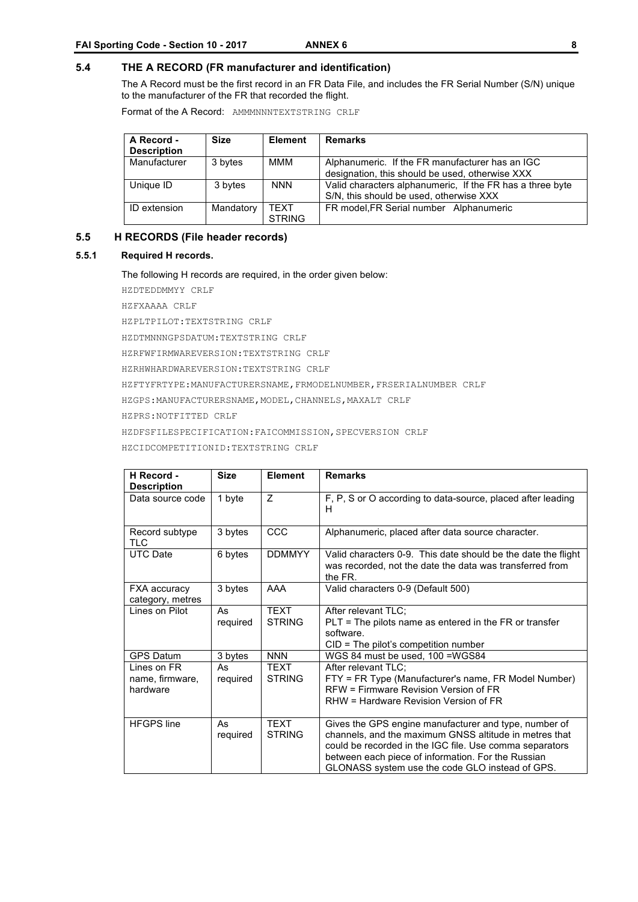## 5.4 THE A RECORD (FR manufacturer and identification)

The A Record must be the first record in an FR Data File, and includes the FR Serial Number (S/N) unique to the manufacturer of the FR that recorded the flight.

Format of the A Record: `AMMMNNNTEXTSTRING CRLF`

| A Record - Description | Size | Element | Remarks |
|---|---|---|---|
| Manufacturer | 3 bytes | MMM | Alphanumeric. If the FR manufacturer has an IGC designation, this should be used, otherwise XXX |
| Unique ID | 3 bytes | NNN | Valid characters alphanumeric, If the FR has a three byte S/N, this should be used, otherwise XXX |
| ID extension | Mandatory | TEXT STRING | FR model,FR Serial number Alphanumeric |

## 5.5 H RECORDS (File header records)

### 5.5.1 Required H records.

The following H records are required, in the order given below:

```
HZDTEDDMMYY CRLF
HZFXAAAA CRLF
HZPLTPILOT:TEXTSTRING CRLF
HZDTMNNNGPSDATUM:TEXTSTRING CRLF
HZRFWFIRMWAREVERSION:TEXTSTRING CRLF
HZRHWHARDWAREVERSION:TEXTSTRING CRLF
HZFTYFRTYPE:MANUFACTURERSNAME,FRMODELNUMBER,FRSERIALNUMBER CRLF
HZGPS:MANUFACTURERSNAME,MODEL,CHANNELS,MAXALT CRLF
HZPRS:NOTFITTED CRLF
HZDFSFILESPECIFICATION:FAICOMMISSION,SPECVERSION CRLF
HZCIDCOMPETITIONID:TEXTSTRING CRLF
```

| H Record - Description | Size | Element | Remarks |
|---|---|---|---|
| Data source code | 1 byte | Z | F, P, S or O according to data-source, placed after leading H |
| Record subtype TLC | 3 bytes | CCC | Alphanumeric, placed after data source character. |
| UTC Date | 6 bytes | DDMMYY | Valid characters 0-9. This date should be the date the flight was recorded, not the date the data was transferred from the FR. |
| FXA accuracy category, metres | 3 bytes | AAA | Valid characters 0-9 (Default 500) |
| Lines on Pilot | As required | TEXT STRING | After relevant TLC;<br>PLT = The pilots name as entered in the FR or transfer software.<br>CID = The pilot's competition number |
| GPS Datum | 3 bytes | NNN | WGS 84 must be used, 100 =WGS84 |
| Lines on FR name, firmware, hardware | As required | TEXT STRING | After relevant TLC;<br>FTY = FR Type (Manufacturer's name, FR Model Number)<br>RFW = Firmware Revision Version of FR<br>RHW = Hardware Revision Version of FR |
| HFGPS line | As required | TEXT STRING | Gives the GPS engine manufacturer and type, number of channels, and the maximum GNSS altitude in metres that could be recorded in the IGC file. Use comma separators between each piece of information. For the Russian GLONASS system use the code GLO instead of GPS. |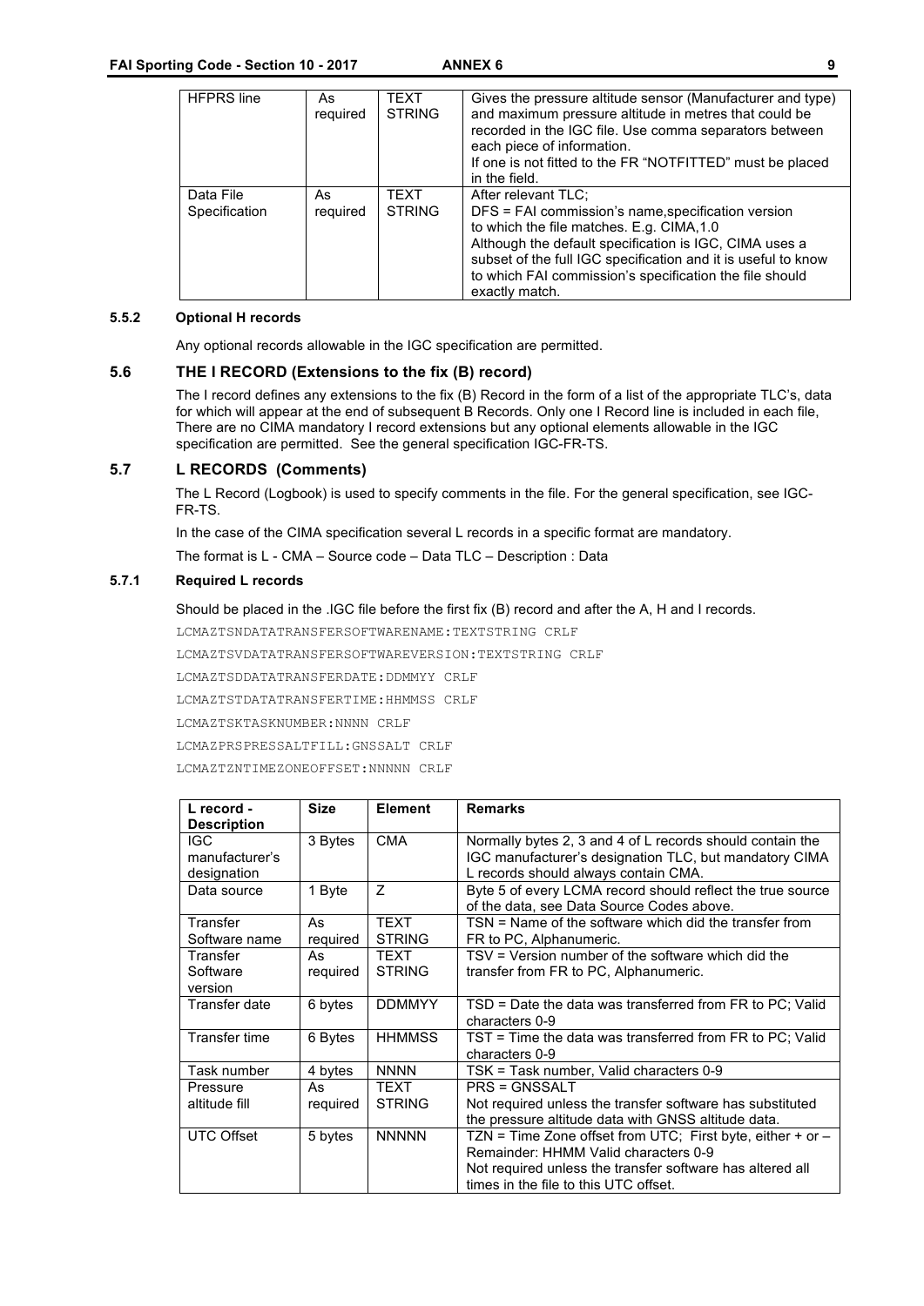| | | | |
|---|---|---|---|
| HFPRS line | As required | TEXT STRING | Gives the pressure altitude sensor (Manufacturer and type) and maximum pressure altitude in metres that could be recorded in the IGC file. Use comma separators between each piece of information.<br>If one is not fitted to the FR "NOTFITTED" must be placed in the field. |
| Data File Specification | As required | TEXT STRING | After relevant TLC;<br>DFS = FAI commission's name,specification version to which the file matches. E.g. CIMA,1.0<br>Although the default specification is IGC, CIMA uses a subset of the full IGC specification and it is useful to know to which FAI commission's specification the file should exactly match. |

### 5.5.2 Optional H records

Any optional records allowable in the IGC specification are permitted.

## 5.6 THE I RECORD (Extensions to the fix (B) record)

The I record defines any extensions to the fix (B) Record in the form of a list of the appropriate TLC's, data for which will appear at the end of subsequent B Records. Only one I Record line is included in each file, There are no CIMA mandatory I record extensions but any optional elements allowable in the IGC specification are permitted. See the general specification IGC-FR-TS.

## 5.7 L RECORDS (Comments)

The L Record (Logbook) is used to specify comments in the file. For the general specification, see IGC-FR-TS.

In the case of the CIMA specification several L records in a specific format are mandatory.

The format is L - CMA – Source code – Data TLC – Description : Data

### 5.7.1 Required L records

Should be placed in the .IGC file before the first fix (B) record and after the A, H and I records.

```
LCMAZTSNDATATRANSFERSOFTWARENAME:TEXTSTRING CRLF
LCMAZTSVDATATRANSFERSOFTWAREVERSION:TEXTSTRING CRLF
LCMAZTSDDATATRANSFERDATE:DDMMYY CRLF
LCMAZTSTDATATRANSFERTIME:HHMMSS CRLF
LCMAZTSKTASKNUMBER:NNNN CRLF
LCMAZPRSPRESSALTFILL:GNSSALT CRLF
LCMAZTZNTIMEZONEOFFSET:NNNNN CRLF
```

| L record - Description | Size | Element | Remarks |
|---|---|---|---|
| IGC manufacturer's designation | 3 Bytes | CMA | Normally bytes 2, 3 and 4 of L records should contain the IGC manufacturer's designation TLC, but mandatory CIMA L records should always contain CMA. |
| Data source | 1 Byte | Z | Byte 5 of every LCMA record should reflect the true source of the data, see Data Source Codes above. |
| Transfer Software name | As required | TEXT STRING | TSN = Name of the software which did the transfer from FR to PC, Alphanumeric. |
| Transfer Software version | As required | TEXT STRING | TSV = Version number of the software which did the transfer from FR to PC, Alphanumeric. |
| Transfer date | 6 bytes | DDMMYY | TSD = Date the data was transferred from FR to PC; Valid characters 0-9 |
| Transfer time | 6 Bytes | HHMMSS | TST = Time the data was transferred from FR to PC; Valid characters 0-9 |
| Task number | 4 bytes | NNNN | TSK = Task number, Valid characters 0-9 |
| Pressure altitude fill | As required | TEXT STRING | PRS = GNSSALT<br>Not required unless the transfer software has substituted the pressure altitude data with GNSS altitude data. |
| UTC Offset | 5 bytes | NNNNN | TZN = Time Zone offset from UTC; First byte, either + or –<br>Remainder: HHMM Valid characters 0-9<br>Not required unless the transfer software has altered all times in the file to this UTC offset. |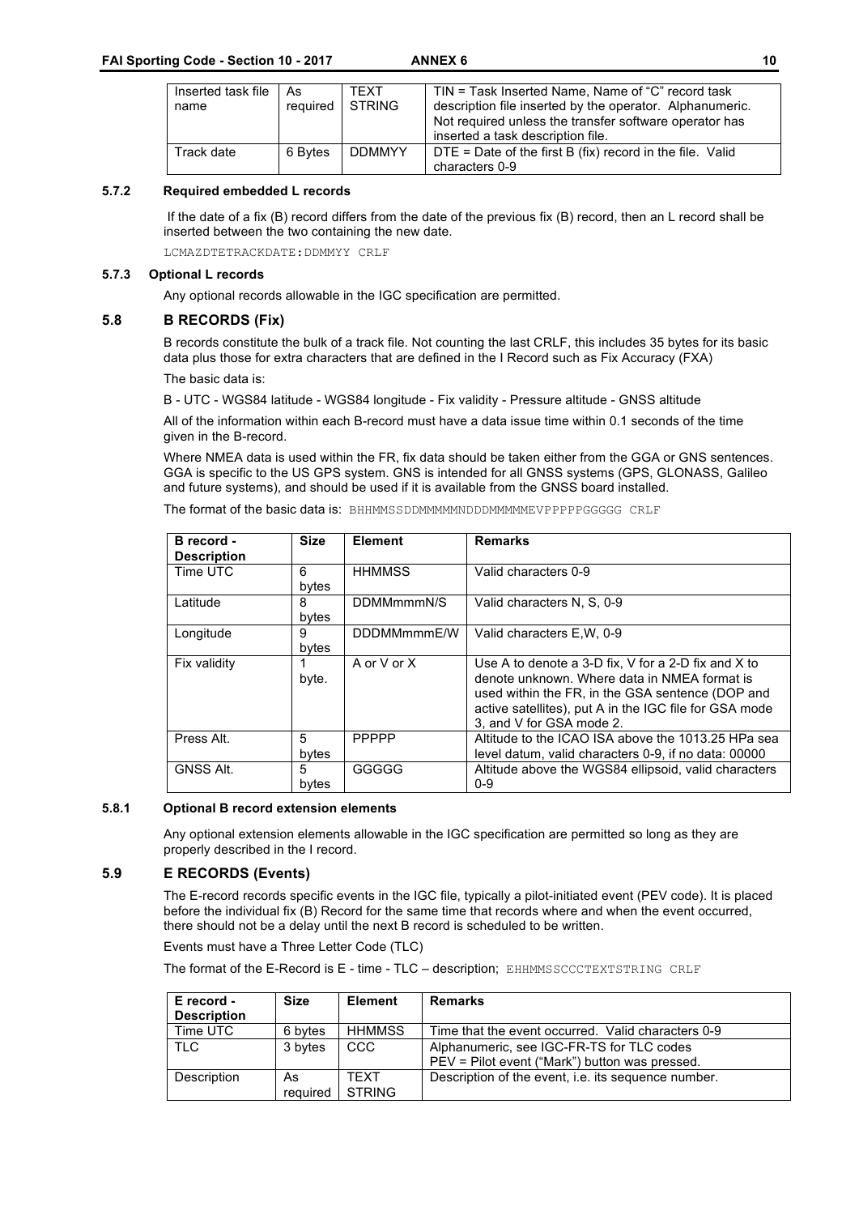| Inserted task file name | As required | TEXT STRING | TIN = Task Inserted Name, Name of "C" record task description file inserted by the operator. Alphanumeric. Not required unless the transfer software operator has inserted a task description file. |
|---|---|---|---|
| Track date | 6 Bytes | DDMMYY | DTE = Date of the first B (fix) record in the file. Valid characters 0-9 |

### 5.7.2 Required embedded L records

If the date of a fix (B) record differs from the date of the previous fix (B) record, then an L record shall be inserted between the two containing the new date.

```
LCMAZDTETRACKDATE:DDMMYY CRLF
```

### 5.7.3 Optional L records

Any optional records allowable in the IGC specification are permitted.

## 5.8 B RECORDS (Fix)

B records constitute the bulk of a track file. Not counting the last CRLF, this includes 35 bytes for its basic data plus those for extra characters that are defined in the I Record such as Fix Accuracy (FXA)

The basic data is:

B - UTC - WGS84 latitude - WGS84 longitude - Fix validity - Pressure altitude - GNSS altitude

All of the information within each B-record must have a data issue time within 0.1 seconds of the time given in the B-record.

Where NMEA data is used within the FR, fix data should be taken either from the GGA or GNS sentences. GGA is specific to the US GPS system. GNS is intended for all GNSS systems (GPS, GLONASS, Galileo and future systems), and should be used if it is available from the GNSS board installed.

The format of the basic data is: `BHHMMSSDDMMMMMNDDDMMMMMEVPPPPPGGGGG CRLF`

| B record - Description | Size | Element | Remarks |
|---|---|---|---|
| Time UTC | 6 bytes | HHMMSS | Valid characters 0-9 |
| Latitude | 8 bytes | DDMMmmmN/S | Valid characters N, S, 0-9 |
| Longitude | 9 bytes | DDDMMmmmE/W | Valid characters E,W, 0-9 |
| Fix validity | 1 byte. | A or V or X | Use A to denote a 3-D fix, V for a 2-D fix and X to denote unknown. Where data in NMEA format is used within the FR, in the GSA sentence (DOP and active satellites), put A in the IGC file for GSA mode 3, and V for GSA mode 2. |
| Press Alt. | 5 bytes | PPPPP | Altitude to the ICAO ISA above the 1013.25 HPa sea level datum, valid characters 0-9, if no data: 00000 |
| GNSS Alt. | 5 bytes | GGGGG | Altitude above the WGS84 ellipsoid, valid characters 0-9 |

### 5.8.1 Optional B record extension elements

Any optional extension elements allowable in the IGC specification are permitted so long as they are properly described in the I record.

## 5.9 E RECORDS (Events)

The E-record records specific events in the IGC file, typically a pilot-initiated event (PEV code). It is placed before the individual fix (B) Record for the same time that records where and when the event occurred, there should not be a delay until the next B record is scheduled to be written.

Events must have a Three Letter Code (TLC)

The format of the E-Record is E - time - TLC – description; `EHHMMSSCCCTEXTSTRING CRLF`

| E record - Description | Size | Element | Remarks |
|---|---|---|---|
| Time UTC | 6 bytes | HHMMSS | Time that the event occurred. Valid characters 0-9 |
| TLC | 3 bytes | CCC | Alphanumeric, see IGC-FR-TS for TLC codes<br>PEV = Pilot event ("Mark") button was pressed. |
| Description | As required | TEXT STRING | Description of the event, i.e. its sequence number. |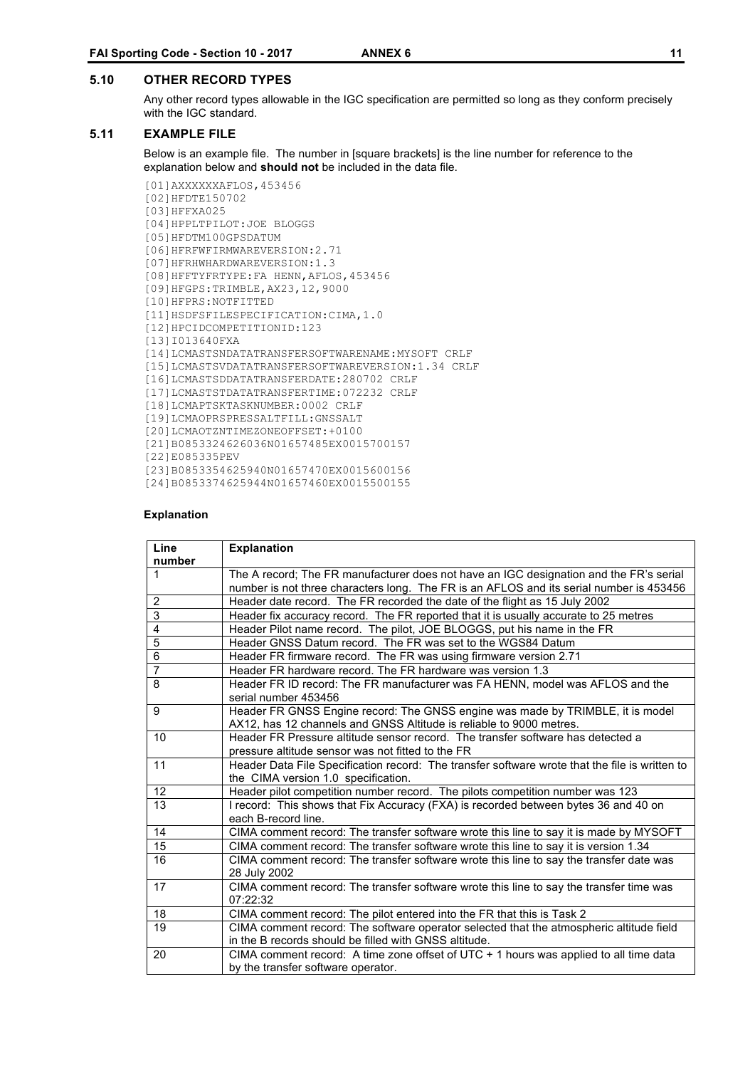## 5.10 OTHER RECORD TYPES

Any other record types allowable in the IGC specification are permitted so long as they conform precisely with the IGC standard.

## 5.11 EXAMPLE FILE

Below is an example file. The number in [square brackets] is the line number for reference to the explanation below and **should not** be included in the data file.

```
[01]AXXXXXXAFLOS,453456
[02]HFDTE150702
[03]HFFXA025
[04]HPPLTPILOT:JOE BLOGGS
[05]HFDTM100GPSDATUM
[06]HFRFWFIRMWAREVERSION:2.71
[07]HFRHWHARDWAREVERSION:1.3
[08]HFFTYFRTYPE:FA HENN,AFLOS,453456
[09]HFGPS:TRIMBLE,AX23,12,9000
[10]HFPRS:NOTFITTED
[11]HSDFSFILESPECIFICATION:CIMA,1.0
[12]HPCIDCOMPETITIONID:123
[13]I013640FXA
[14]LCMASTSNDATATRANSFERSOFTWARENAME:MYSOFT CRLF
[15]LCMASTSVDATATRANSFERSOFTWAREVERSION:1.34 CRLF
[16]LCMASTSDDATATRANSFERDATE:280702 CRLF
[17]LCMASTSTDATATRANSFERTIME:072232 CRLF
[18]LCMAPTSKTASKNUMBER:0002 CRLF
[19]LCMAOPRSPRESSALTFILL:GNSSALT
[20]LCMAOTZNTIMEZONEOFFSET:+0100
[21]B0853324626036N01657485EX0015700157
[22]E085335PEV
[23]B0853354625940N01657470EX0015600156
[24]B0853374625944N01657460EX0015500155
```

**Explanation**

| Line number | Explanation |
|---|---|
| 1 | The A record; The FR manufacturer does not have an IGC designation and the FR's serial number is not three characters long. The FR is an AFLOS and its serial number is 453456 |
| 2 | Header date record. The FR recorded the date of the flight as 15 July 2002 |
| 3 | Header fix accuracy record. The FR reported that it is usually accurate to 25 metres |
| 4 | Header Pilot name record. The pilot, JOE BLOGGS, put his name in the FR |
| 5 | Header GNSS Datum record. The FR was set to the WGS84 Datum |
| 6 | Header FR firmware record. The FR was using firmware version 2.71 |
| 7 | Header FR hardware record. The FR hardware was version 1.3 |
| 8 | Header FR ID record: The FR manufacturer was FA HENN, model was AFLOS and the serial number 453456 |
| 9 | Header FR GNSS Engine record: The GNSS engine was made by TRIMBLE, it is model AX12, has 12 channels and GNSS Altitude is reliable to 9000 metres. |
| 10 | Header FR Pressure altitude sensor record. The transfer software has detected a pressure altitude sensor was not fitted to the FR |
| 11 | Header Data File Specification record: The transfer software wrote that the file is written to the CIMA version 1.0 specification. |
| 12 | Header pilot competition number record. The pilots competition number was 123 |
| 13 | I record: This shows that Fix Accuracy (FXA) is recorded between bytes 36 and 40 on each B-record line. |
| 14 | CIMA comment record: The transfer software wrote this line to say it is made by MYSOFT |
| 15 | CIMA comment record: The transfer software wrote this line to say it is version 1.34 |
| 16 | CIMA comment record: The transfer software wrote this line to say the transfer date was 28 July 2002 |
| 17 | CIMA comment record: The transfer software wrote this line to say the transfer time was 07:22:32 |
| 18 | CIMA comment record: The pilot entered into the FR that this is Task 2 |
| 19 | CIMA comment record: The software operator selected that the atmospheric altitude field in the B records should be filled with GNSS altitude. |
| 20 | CIMA comment record: A time zone offset of UTC + 1 hours was applied to all time data by the transfer software operator. |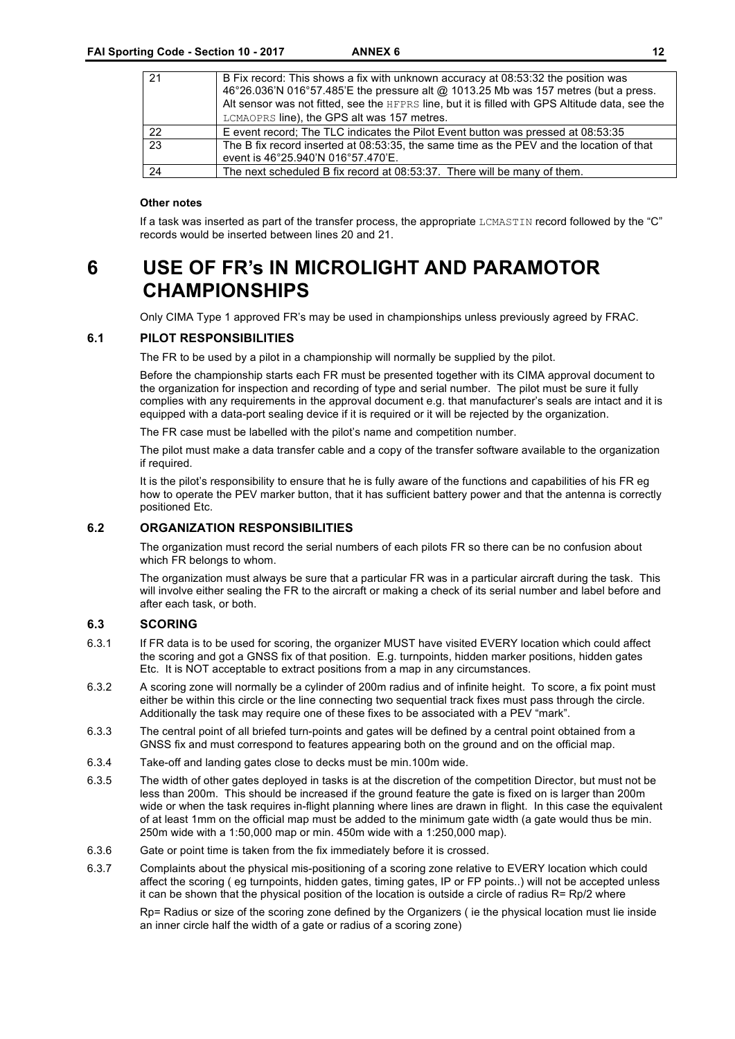| | |
|---|---|
| 21 | B Fix record: This shows a fix with unknown accuracy at 08:53:32 the position was 46°26.036'N 016°57.485'E the pressure alt @ 1013.25 Mb was 157 metres (but a press. Alt sensor was not fitted, see the HFPRS line, but it is filled with GPS Altitude data, see the LCMAOPRS line), the GPS alt was 157 metres. |
| 22 | E event record; The TLC indicates the Pilot Event button was pressed at 08:53:35 |
| 23 | The B fix record inserted at 08:53:35, the same time as the PEV and the location of that event is 46°25.940'N 016°57.470'E. |
| 24 | The next scheduled B fix record at 08:53:37. There will be many of them. |

**Other notes**

If a task was inserted as part of the transfer process, the appropriate LCMASTIN record followed by the "C" records would be inserted between lines 20 and 21.

# 6 USE OF FR's IN MICROLIGHT AND PARAMOTOR CHAMPIONSHIPS

Only CIMA Type 1 approved FR's may be used in championships unless previously agreed by FRAC.

## 6.1 PILOT RESPONSIBILITIES

The FR to be used by a pilot in a championship will normally be supplied by the pilot.

Before the championship starts each FR must be presented together with its CIMA approval document to the organization for inspection and recording of type and serial number. The pilot must be sure it fully complies with any requirements in the approval document e.g. that manufacturer's seals are intact and it is equipped with a data-port sealing device if it is required or it will be rejected by the organization.

The FR case must be labelled with the pilot's name and competition number.

The pilot must make a data transfer cable and a copy of the transfer software available to the organization if required.

It is the pilot's responsibility to ensure that he is fully aware of the functions and capabilities of his FR eg how to operate the PEV marker button, that it has sufficient battery power and that the antenna is correctly positioned Etc.

## 6.2 ORGANIZATION RESPONSIBILITIES

The organization must record the serial numbers of each pilots FR so there can be no confusion about which FR belongs to whom.

The organization must always be sure that a particular FR was in a particular aircraft during the task. This will involve either sealing the FR to the aircraft or making a check of its serial number and label before and after each task, or both.

## 6.3 SCORING

6.3.1 If FR data is to be used for scoring, the organizer MUST have visited EVERY location which could affect the scoring and got a GNSS fix of that position. E.g. turnpoints, hidden marker positions, hidden gates Etc. It is NOT acceptable to extract positions from a map in any circumstances.

6.3.2 A scoring zone will normally be a cylinder of 200m radius and of infinite height. To score, a fix point must either be within this circle or the line connecting two sequential track fixes must pass through the circle. Additionally the task may require one of these fixes to be associated with a PEV "mark".

6.3.3 The central point of all briefed turn-points and gates will be defined by a central point obtained from a GNSS fix and must correspond to features appearing both on the ground and on the official map.

6.3.4 Take-off and landing gates close to decks must be min.100m wide.

6.3.5 The width of other gates deployed in tasks is at the discretion of the competition Director, but must not be less than 200m. This should be increased if the ground feature the gate is fixed on is larger than 200m wide or when the task requires in-flight planning where lines are drawn in flight. In this case the equivalent of at least 1mm on the official map must be added to the minimum gate width (a gate would thus be min. 250m wide with a 1:50,000 map or min. 450m wide with a 1:250,000 map).

6.3.6 Gate or point time is taken from the fix immediately before it is crossed.

6.3.7 Complaints about the physical mis-positioning of a scoring zone relative to EVERY location which could affect the scoring ( eg turnpoints, hidden gates, timing gates, IP or FP points..) will not be accepted unless it can be shown that the physical position of the location is outside a circle of radius $R= Rp/2$ where

$Rp$= Radius or size of the scoring zone defined by the Organizers ( ie the physical location must lie inside an inner circle half the width of a gate or radius of a scoring zone)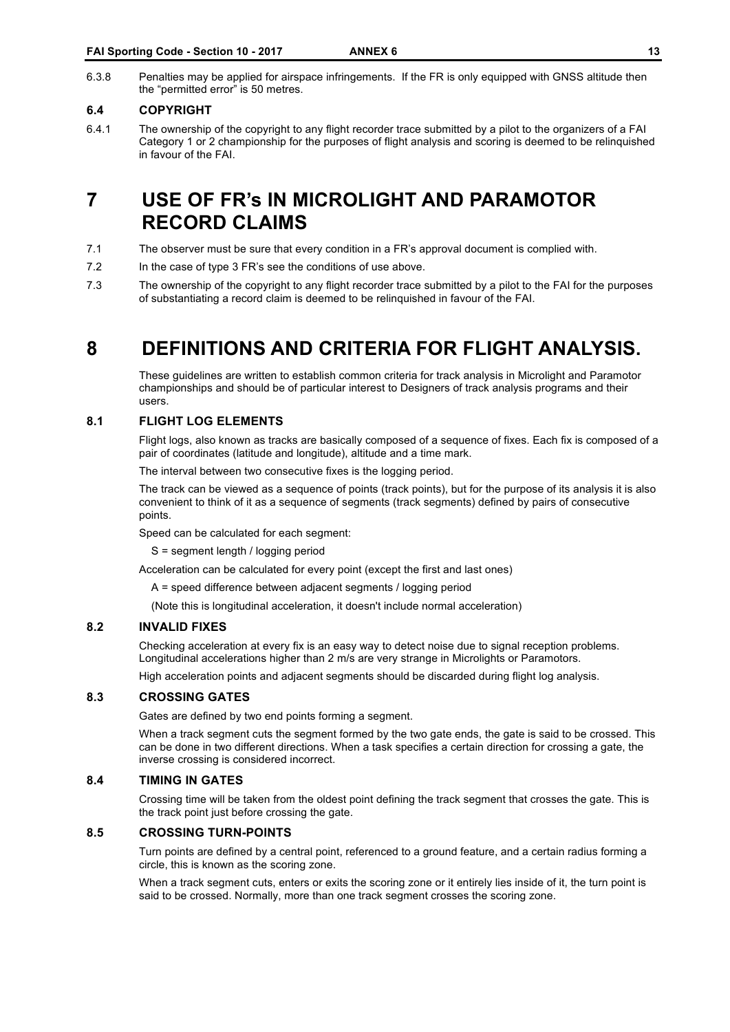6.3.8 Penalties may be applied for airspace infringements. If the FR is only equipped with GNSS altitude then the "permitted error" is 50 metres.

### 6.4 COPYRIGHT

6.4.1 The ownership of the copyright to any flight recorder trace submitted by a pilot to the organizers of a FAI Category 1 or 2 championship for the purposes of flight analysis and scoring is deemed to be relinquished in favour of the FAI.

# 7 USE OF FR's IN MICROLIGHT AND PARAMOTOR RECORD CLAIMS

7.1 The observer must be sure that every condition in a FR's approval document is complied with.

7.2 In the case of type 3 FR's see the conditions of use above.

7.3 The ownership of the copyright to any flight recorder trace submitted by a pilot to the FAI for the purposes of substantiating a record claim is deemed to be relinquished in favour of the FAI.

# 8 DEFINITIONS AND CRITERIA FOR FLIGHT ANALYSIS.

These guidelines are written to establish common criteria for track analysis in Microlight and Paramotor championships and should be of particular interest to Designers of track analysis programs and their users.

### 8.1 FLIGHT LOG ELEMENTS

Flight logs, also known as tracks are basically composed of a sequence of fixes. Each fix is composed of a pair of coordinates (latitude and longitude), altitude and a time mark.

The interval between two consecutive fixes is the logging period.

The track can be viewed as a sequence of points (track points), but for the purpose of its analysis it is also convenient to think of it as a sequence of segments (track segments) defined by pairs of consecutive points.

Speed can be calculated for each segment:

S = segment length / logging period

Acceleration can be calculated for every point (except the first and last ones)

A = speed difference between adjacent segments / logging period

(Note this is longitudinal acceleration, it doesn't include normal acceleration)

### 8.2 INVALID FIXES

Checking acceleration at every fix is an easy way to detect noise due to signal reception problems. Longitudinal accelerations higher than 2 m/s are very strange in Microlights or Paramotors.

High acceleration points and adjacent segments should be discarded during flight log analysis.

### 8.3 CROSSING GATES

Gates are defined by two end points forming a segment.

When a track segment cuts the segment formed by the two gate ends, the gate is said to be crossed. This can be done in two different directions. When a task specifies a certain direction for crossing a gate, the inverse crossing is considered incorrect.

### 8.4 TIMING IN GATES

Crossing time will be taken from the oldest point defining the track segment that crosses the gate. This is the track point just before crossing the gate.

### 8.5 CROSSING TURN-POINTS

Turn points are defined by a central point, referenced to a ground feature, and a certain radius forming a circle, this is known as the scoring zone.

When a track segment cuts, enters or exits the scoring zone or it entirely lies inside of it, the turn point is said to be crossed. Normally, more than one track segment crosses the scoring zone.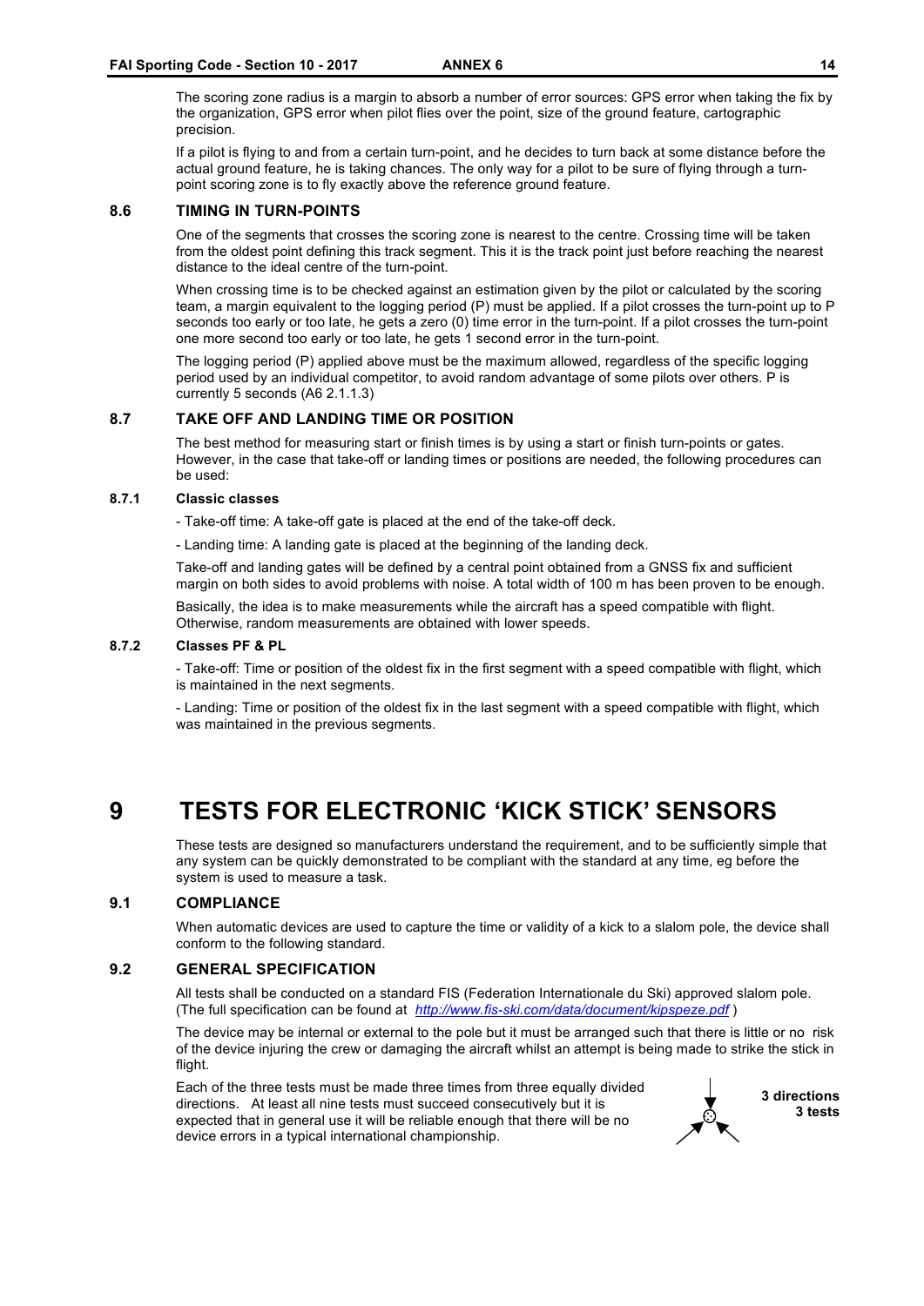The scoring zone radius is a margin to absorb a number of error sources: GPS error when taking the fix by the organization, GPS error when pilot flies over the point, size of the ground feature, cartographic precision.

If a pilot is flying to and from a certain turn-point, and he decides to turn back at some distance before the actual ground feature, he is taking chances. The only way for a pilot to be sure of flying through a turn-point scoring zone is to fly exactly above the reference ground feature.

### 8.6 TIMING IN TURN-POINTS

One of the segments that crosses the scoring zone is nearest to the centre. Crossing time will be taken from the oldest point defining this track segment. This it is the track point just before reaching the nearest distance to the ideal centre of the turn-point.

When crossing time is to be checked against an estimation given by the pilot or calculated by the scoring team, a margin equivalent to the logging period (P) must be applied. If a pilot crosses the turn-point up to P seconds too early or too late, he gets a zero (0) time error in the turn-point. If a pilot crosses the turn-point one more second too early or too late, he gets 1 second error in the turn-point.

The logging period (P) applied above must be the maximum allowed, regardless of the specific logging period used by an individual competitor, to avoid random advantage of some pilots over others. P is currently 5 seconds (A6 2.1.1.3)

### 8.7 TAKE OFF AND LANDING TIME OR POSITION

The best method for measuring start or finish times is by using a start or finish turn-points or gates. However, in the case that take-off or landing times or positions are needed, the following procedures can be used:

#### 8.7.1 Classic classes

- Take-off time: A take-off gate is placed at the end of the take-off deck.

- Landing time: A landing gate is placed at the beginning of the landing deck.

Take-off and landing gates will be defined by a central point obtained from a GNSS fix and sufficient margin on both sides to avoid problems with noise. A total width of 100 m has been proven to be enough.

Basically, the idea is to make measurements while the aircraft has a speed compatible with flight. Otherwise, random measurements are obtained with lower speeds.

#### 8.7.2 Classes PF & PL

- Take-off: Time or position of the oldest fix in the first segment with a speed compatible with flight, which is maintained in the next segments.

- Landing: Time or position of the oldest fix in the last segment with a speed compatible with flight, which was maintained in the previous segments.

# 9 TESTS FOR ELECTRONIC 'KICK STICK' SENSORS

These tests are designed so manufacturers understand the requirement, and to be sufficiently simple that any system can be quickly demonstrated to be compliant with the standard at any time, eg before the system is used to measure a task.

### 9.1 COMPLIANCE

When automatic devices are used to capture the time or validity of a kick to a slalom pole, the device shall conform to the following standard.

### 9.2 GENERAL SPECIFICATION

All tests shall be conducted on a standard FIS (Federation Internationale du Ski) approved slalom pole. (The full specification can be found at *http://www.fis-ski.com/data/document/kipspeze.pdf* )

The device may be internal or external to the pole but it must be arranged such that there is little or no risk of the device injuring the crew or damaging the aircraft whilst an attempt is being made to strike the stick in flight.

Each of the three tests must be made three times from three equally divided directions. At least all nine tests must succeed consecutively but it is expected that in general use it will be reliable enough that there will be no device errors in a typical international championship.

**3 directions**
**3 tests**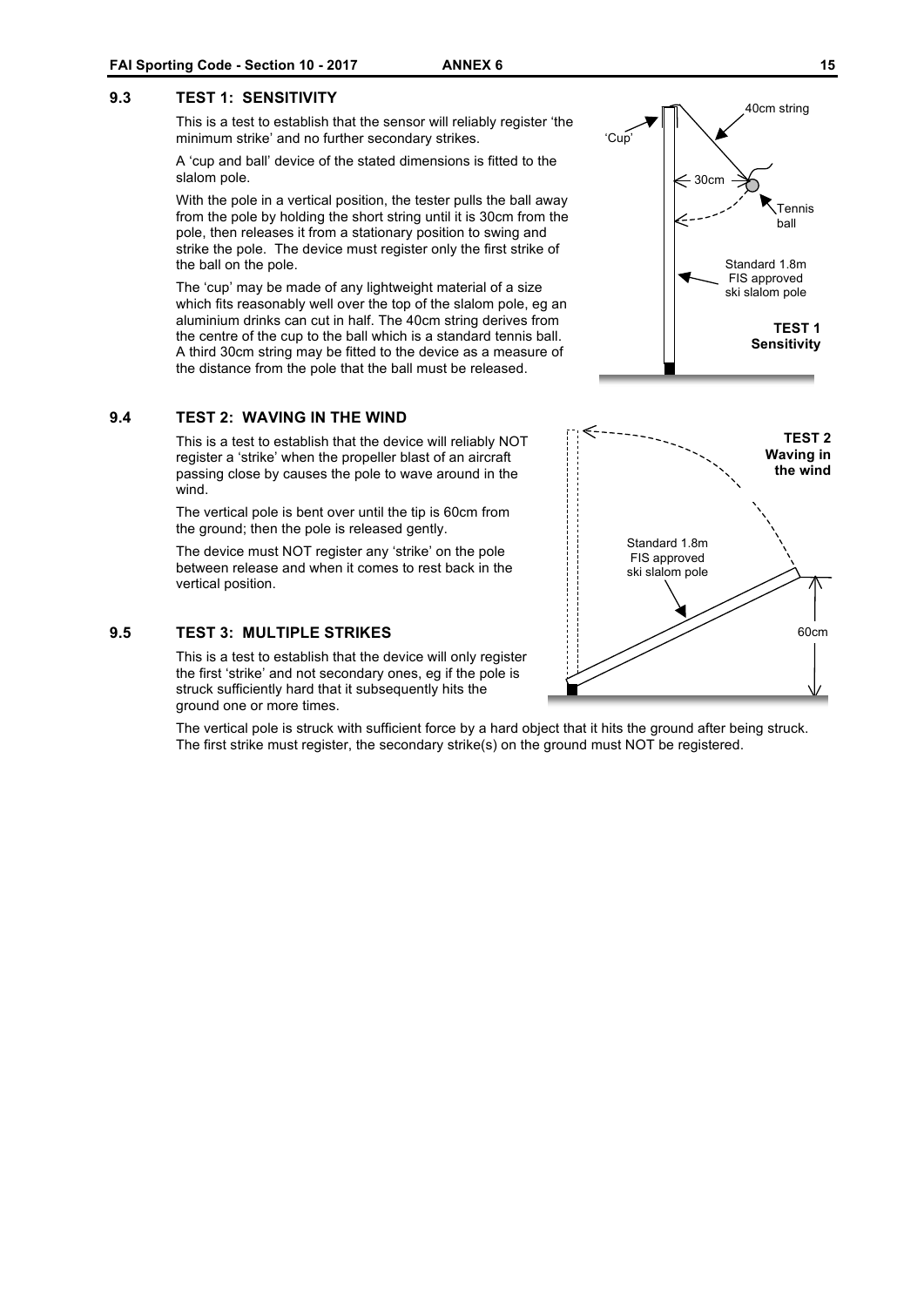## 9.3 TEST 1: SENSITIVITY

This is a test to establish that the sensor will reliably register 'the minimum strike' and no further secondary strikes.

A 'cup and ball' device of the stated dimensions is fitted to the slalom pole.

With the pole in a vertical position, the tester pulls the ball away from the pole by holding the short string until it is 30cm from the pole, then releases it from a stationary position to swing and strike the pole. The device must register only the first strike of the ball on the pole.

The 'cup' may be made of any lightweight material of a size which fits reasonably well over the top of the slalom pole, eg an aluminium drinks can cut in half. The 40cm string derives from the centre of the cup to the ball which is a standard tennis ball. A third 30cm string may be fitted to the device as a measure of the distance from the pole that the ball must be released.

'Cup'

40cm string

30cm

Tennis ball

Standard 1.8m FIS approved ski slalom pole

**TEST 1 Sensitivity**

## 9.4 TEST 2: WAVING IN THE WIND

This is a test to establish that the device will reliably NOT register a 'strike' when the propeller blast of an aircraft passing close by causes the pole to wave around in the wind.

The vertical pole is bent over until the tip is 60cm from the ground; then the pole is released gently.

The device must NOT register any 'strike' on the pole between release and when it comes to rest back in the vertical position.

**TEST 2 Waving in the wind**

Standard 1.8m FIS approved ski slalom pole

60cm

## 9.5 TEST 3: MULTIPLE STRIKES

This is a test to establish that the device will only register the first 'strike' and not secondary ones, eg if the pole is struck sufficiently hard that it subsequently hits the ground one or more times.

The vertical pole is struck with sufficient force by a hard object that it hits the ground after being struck. The first strike must register, the secondary strike(s) on the ground must NOT be registered.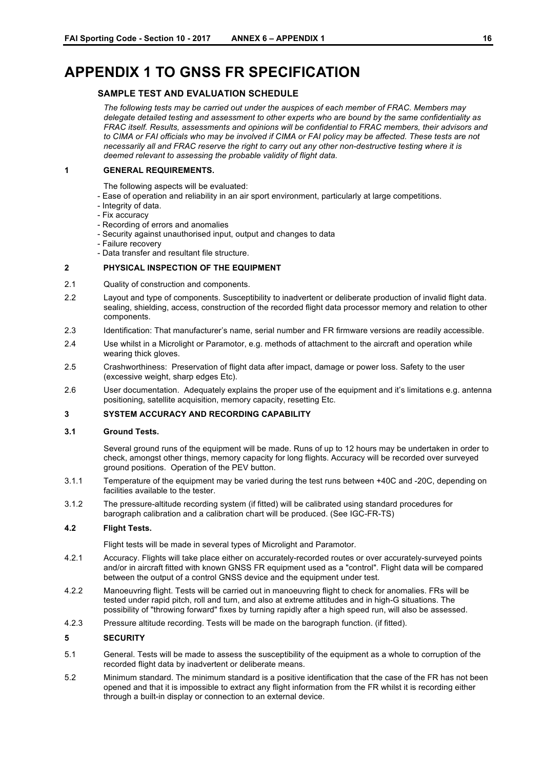# APPENDIX 1 TO GNSS FR SPECIFICATION

### SAMPLE TEST AND EVALUATION SCHEDULE

*The following tests may be carried out under the auspices of each member of FRAC. Members may delegate detailed testing and assessment to other experts who are bound by the same confidentiality as FRAC itself. Results, assessments and opinions will be confidential to FRAC members, their advisors and to CIMA or FAI officials who may be involved if CIMA or FAI policy may be affected. These tests are not necessarily all and FRAC reserve the right to carry out any other non-destructive testing where it is deemed relevant to assessing the probable validity of flight data.*

## 1 GENERAL REQUIREMENTS.

The following aspects will be evaluated:

- Ease of operation and reliability in an air sport environment, particularly at large competitions.
- Integrity of data.
- Fix accuracy
- Recording of errors and anomalies
- Security against unauthorised input, output and changes to data
- Failure recovery
- Data transfer and resultant file structure.

## 2 PHYSICAL INSPECTION OF THE EQUIPMENT

2.1 Quality of construction and components.

2.2 Layout and type of components. Susceptibility to inadvertent or deliberate production of invalid flight data. sealing, shielding, access, construction of the recorded flight data processor memory and relation to other components.

2.3 Identification: That manufacturer's name, serial number and FR firmware versions are readily accessible.

2.4 Use whilst in a Microlight or Paramotor, e.g. methods of attachment to the aircraft and operation while wearing thick gloves.

2.5 Crashworthiness: Preservation of flight data after impact, damage or power loss. Safety to the user (excessive weight, sharp edges Etc).

2.6 User documentation. Adequately explains the proper use of the equipment and it's limitations e.g. antenna positioning, satellite acquisition, memory capacity, resetting Etc.

## 3 SYSTEM ACCURACY AND RECORDING CAPABILITY

### 3.1 Ground Tests.

Several ground runs of the equipment will be made. Runs of up to 12 hours may be undertaken in order to check, amongst other things, memory capacity for long flights. Accuracy will be recorded over surveyed ground positions. Operation of the PEV button.

3.1.1 Temperature of the equipment may be varied during the test runs between +40C and -20C, depending on facilities available to the tester.

3.1.2 The pressure-altitude recording system (if fitted) will be calibrated using standard procedures for barograph calibration and a calibration chart will be produced. (See IGC-FR-TS)

### 4.2 Flight Tests.

Flight tests will be made in several types of Microlight and Paramotor.

4.2.1 Accuracy. Flights will take place either on accurately-recorded routes or over accurately-surveyed points and/or in aircraft fitted with known GNSS FR equipment used as a "control". Flight data will be compared between the output of a control GNSS device and the equipment under test.

4.2.2 Manoeuvring flight. Tests will be carried out in manoeuvring flight to check for anomalies. FRs will be tested under rapid pitch, roll and turn, and also at extreme attitudes and in high-G situations. The possibility of "throwing forward" fixes by turning rapidly after a high speed run, will also be assessed.

4.2.3 Pressure altitude recording. Tests will be made on the barograph function. (if fitted).

## 5 SECURITY

5.1 General. Tests will be made to assess the susceptibility of the equipment as a whole to corruption of the recorded flight data by inadvertent or deliberate means.

5.2 Minimum standard. The minimum standard is a positive identification that the case of the FR has not been opened and that it is impossible to extract any flight information from the FR whilst it is recording either through a built-in display or connection to an external device.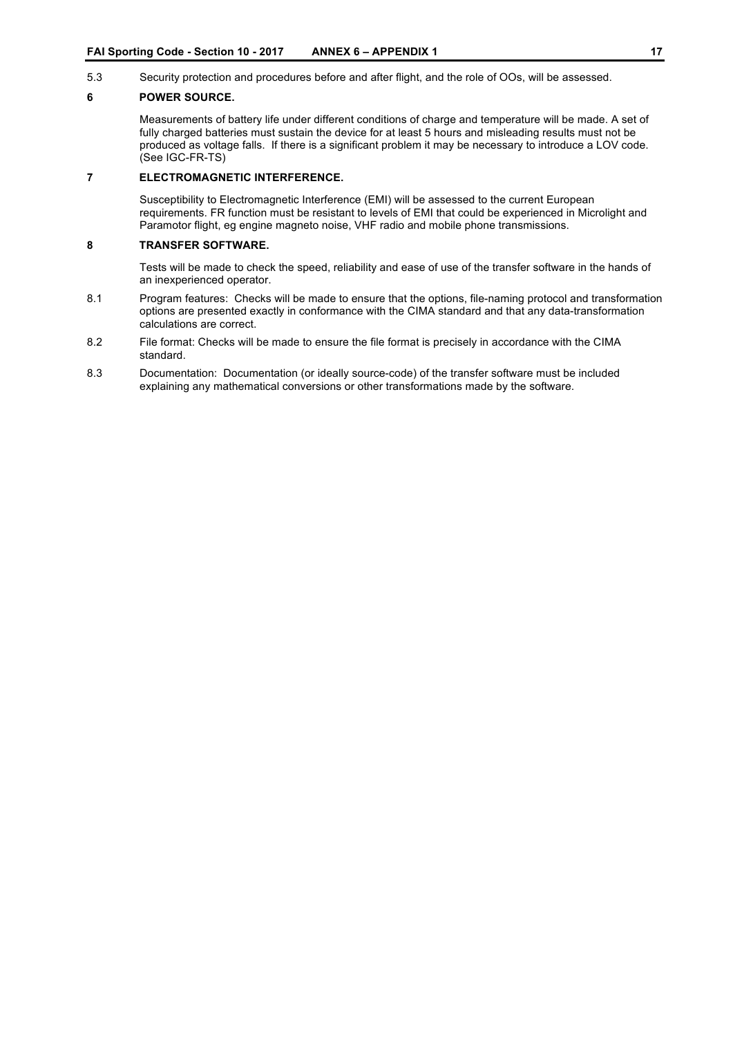5.3 Security protection and procedures before and after flight, and the role of OOs, will be assessed.

## 6 POWER SOURCE.

Measurements of battery life under different conditions of charge and temperature will be made. A set of fully charged batteries must sustain the device for at least 5 hours and misleading results must not be produced as voltage falls. If there is a significant problem it may be necessary to introduce a LOV code. (See IGC-FR-TS)

## 7 ELECTROMAGNETIC INTERFERENCE.

Susceptibility to Electromagnetic Interference (EMI) will be assessed to the current European requirements. FR function must be resistant to levels of EMI that could be experienced in Microlight and Paramotor flight, eg engine magneto noise, VHF radio and mobile phone transmissions.

## 8 TRANSFER SOFTWARE.

Tests will be made to check the speed, reliability and ease of use of the transfer software in the hands of an inexperienced operator.

8.1 Program features: Checks will be made to ensure that the options, file-naming protocol and transformation options are presented exactly in conformance with the CIMA standard and that any data-transformation calculations are correct.

8.2 File format: Checks will be made to ensure the file format is precisely in accordance with the CIMA standard.

8.3 Documentation: Documentation (or ideally source-code) of the transfer software must be included explaining any mathematical conversions or other transformations made by the software.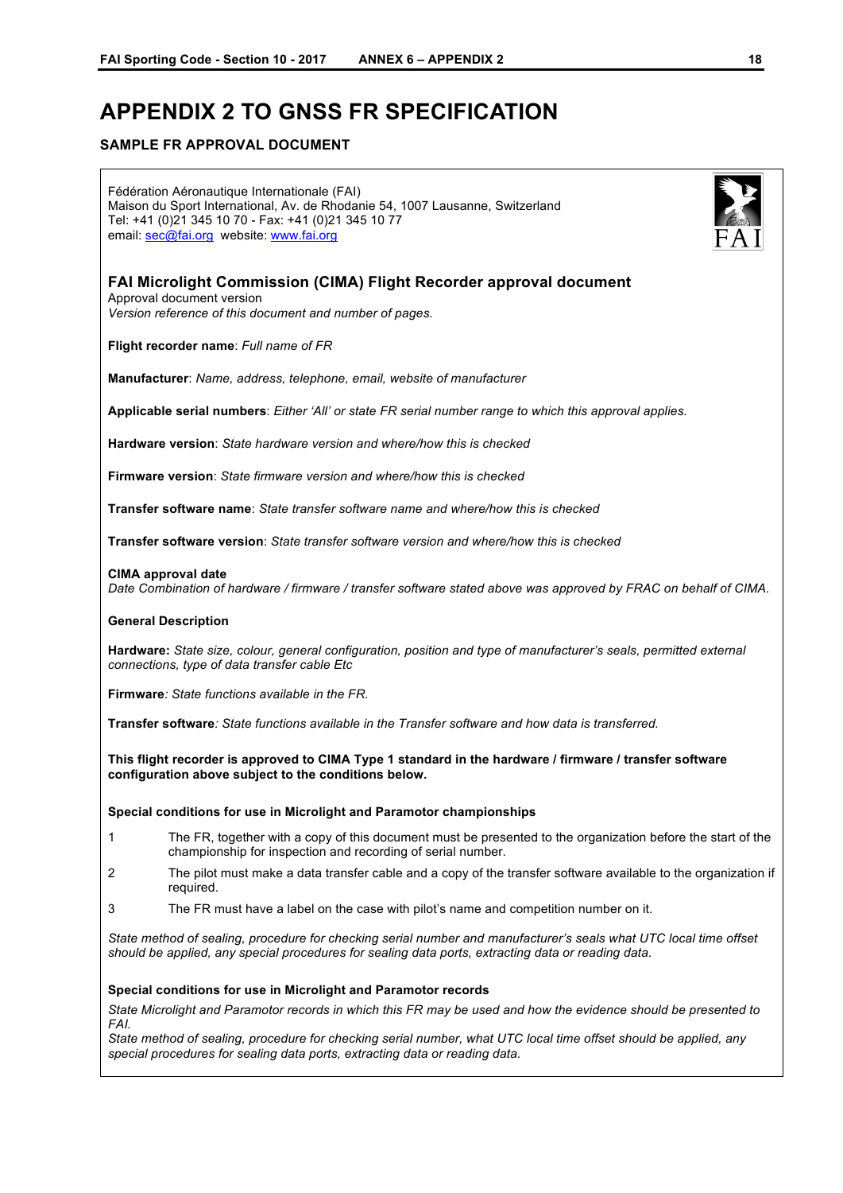# APPENDIX 2 TO GNSS FR SPECIFICATION

### SAMPLE FR APPROVAL DOCUMENT

Fédération Aéronautique Internationale (FAI)
Maison du Sport International, Av. de Rhodanie 54, 1007 Lausanne, Switzerland
Tel: +41 (0)21 345 10 70 - Fax: +41 (0)21 345 10 77
email: sec@fai.org website: www.fai.org

### FAI Microlight Commission (CIMA) Flight Recorder approval document

Approval document version
*Version reference of this document and number of pages.*

**Flight recorder name**: *Full name of FR*

**Manufacturer**: *Name, address, telephone, email, website of manufacturer*

**Applicable serial numbers**: *Either 'All' or state FR serial number range to which this approval applies.*

**Hardware version**: *State hardware version and where/how this is checked*

**Firmware version**: *State firmware version and where/how this is checked*

**Transfer software name**: *State transfer software name and where/how this is checked*

**Transfer software version**: *State transfer software version and where/how this is checked*

**CIMA approval date**
*Date Combination of hardware / firmware / transfer software stated above was approved by FRAC on behalf of CIMA.*

**General Description**

**Hardware:** *State size, colour, general configuration, position and type of manufacturer's seals, permitted external connections, type of data transfer cable Etc*

**Firmware***: State functions available in the FR.*

**Transfer software***: State functions available in the Transfer software and how data is transferred.*

**This flight recorder is approved to CIMA Type 1 standard in the hardware / firmware / transfer software configuration above subject to the conditions below.**

**Special conditions for use in Microlight and Paramotor championships**

1. The FR, together with a copy of this document must be presented to the organization before the start of the championship for inspection and recording of serial number.
2. The pilot must make a data transfer cable and a copy of the transfer software available to the organization if required.
3. The FR must have a label on the case with pilot's name and competition number on it.

*State method of sealing, procedure for checking serial number and manufacturer's seals what UTC local time offset should be applied, any special procedures for sealing data ports, extracting data or reading data.*

**Special conditions for use in Microlight and Paramotor records**

*State Microlight and Paramotor records in which this FR may be used and how the evidence should be presented to FAI.*
*State method of sealing, procedure for checking serial number, what UTC local time offset should be applied, any special procedures for sealing data ports, extracting data or reading data.*